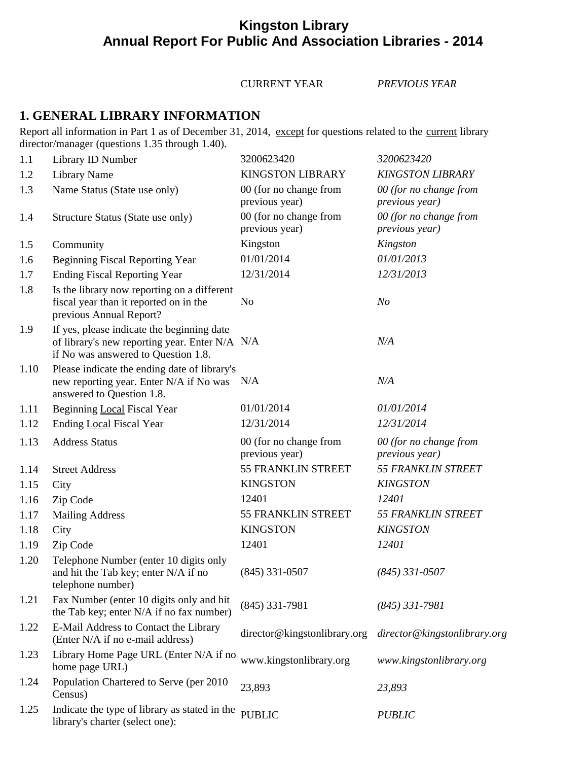# Kingston Library
# Annual Report For Public And Association Libraries - 2014

| | | CURRENT YEAR | *PREVIOUS YEAR* |
|---|---|---|---|

## 1. GENERAL LIBRARY INFORMATION

Report all information in Part 1 as of December 31, 2014, <u>except</u> for questions related to the <u>current</u> library director/manager (questions 1.35 through 1.40).

| | | CURRENT YEAR | *PREVIOUS YEAR* |
|---|---|---|---|
| 1.1 | Library ID Number | 3200623420 | *3200623420* |
| 1.2 | Library Name | KINGSTON LIBRARY | *KINGSTON LIBRARY* |
| 1.3 | Name Status (State use only) | 00 (for no change from previous year) | *00 (for no change from previous year)* |
| 1.4 | Structure Status (State use only) | 00 (for no change from previous year) | *00 (for no change from previous year)* |
| 1.5 | Community | Kingston | *Kingston* |
| 1.6 | Beginning Fiscal Reporting Year | 01/01/2014 | *01/01/2013* |
| 1.7 | Ending Fiscal Reporting Year | 12/31/2014 | *12/31/2013* |
| 1.8 | Is the library now reporting on a different fiscal year than it reported on in the previous Annual Report? | No | *No* |
| 1.9 | If yes, please indicate the beginning date of library's new reporting year. Enter N/A if No was answered to Question 1.8. | N/A | *N/A* |
| 1.10 | Please indicate the ending date of library's new reporting year. Enter N/A if No was answered to Question 1.8. | N/A | *N/A* |
| 1.11 | Beginning <u>Local</u> Fiscal Year | 01/01/2014 | *01/01/2014* |
| 1.12 | Ending <u>Local</u> Fiscal Year | 12/31/2014 | *12/31/2014* |
| 1.13 | Address Status | 00 (for no change from previous year) | *00 (for no change from previous year)* |
| 1.14 | Street Address | 55 FRANKLIN STREET | *55 FRANKLIN STREET* |
| 1.15 | City | KINGSTON | *KINGSTON* |
| 1.16 | Zip Code | 12401 | *12401* |
| 1.17 | Mailing Address | 55 FRANKLIN STREET | *55 FRANKLIN STREET* |
| 1.18 | City | KINGSTON | *KINGSTON* |
| 1.19 | Zip Code | 12401 | *12401* |
| 1.20 | Telephone Number (enter 10 digits only and hit the Tab key; enter N/A if no telephone number) | (845) 331-0507 | *(845) 331-0507* |
| 1.21 | Fax Number (enter 10 digits only and hit the Tab key; enter N/A if no fax number) | (845) 331-7981 | *(845) 331-7981* |
| 1.22 | E-Mail Address to Contact the Library (Enter N/A if no e-mail address) | director@kingstonlibrary.org | *director@kingstonlibrary.org* |
| 1.23 | Library Home Page URL (Enter N/A if no home page URL) | www.kingstonlibrary.org | *www.kingstonlibrary.org* |
| 1.24 | Population Chartered to Serve (per 2010 Census) | 23,893 | *23,893* |
| 1.25 | Indicate the type of library as stated in the library's charter (select one): | PUBLIC | *PUBLIC* |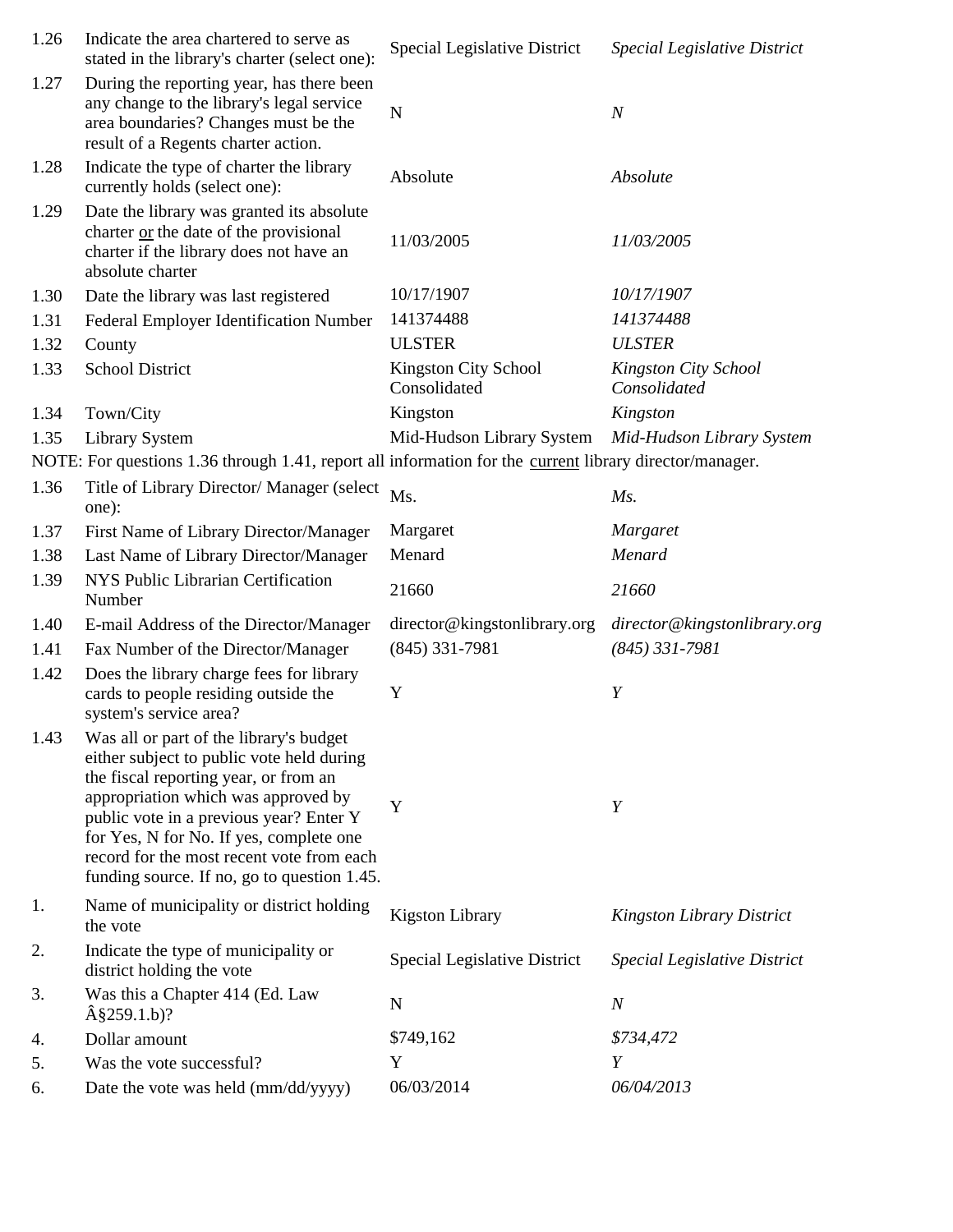| | | | |
|---|---|---|---|
| 1.26 | Indicate the area chartered to serve as stated in the library's charter (select one): | Special Legislative District | *Special Legislative District* |
| 1.27 | During the reporting year, has there been any change to the library's legal service area boundaries? Changes must be the result of a Regents charter action. | N | *N* |
| 1.28 | Indicate the type of charter the library currently holds (select one): | Absolute | *Absolute* |
| 1.29 | Date the library was granted its absolute charter or the date of the provisional charter if the library does not have an absolute charter | 11/03/2005 | *11/03/2005* |
| 1.30 | Date the library was last registered | 10/17/1907 | *10/17/1907* |
| 1.31 | Federal Employer Identification Number | 141374488 | *141374488* |
| 1.32 | County | ULSTER | *ULSTER* |
| 1.33 | School District | Kingston City School Consolidated | *Kingston City School Consolidated* |
| 1.34 | Town/City | Kingston | *Kingston* |
| 1.35 | Library System | Mid-Hudson Library System | *Mid-Hudson Library System* |

NOTE: For questions 1.36 through 1.41, report all information for the current library director/manager.

| | | | |
|---|---|---|---|
| 1.36 | Title of Library Director/ Manager (select one): | Ms. | *Ms.* |
| 1.37 | First Name of Library Director/Manager | Margaret | *Margaret* |
| 1.38 | Last Name of Library Director/Manager | Menard | *Menard* |
| 1.39 | NYS Public Librarian Certification Number | 21660 | *21660* |
| 1.40 | E-mail Address of the Director/Manager | director@kingstonlibrary.org | *director@kingstonlibrary.org* |
| 1.41 | Fax Number of the Director/Manager | (845) 331-7981 | *(845) 331-7981* |
| 1.42 | Does the library charge fees for library cards to people residing outside the system's service area? | Y | *Y* |
| 1.43 | Was all or part of the library's budget either subject to public vote held during the fiscal reporting year, or from an appropriation which was approved by public vote in a previous year? Enter Y for Yes, N for No. If yes, complete one record for the most recent vote from each funding source. If no, go to question 1.45. | Y | *Y* |
| 1. | Name of municipality or district holding the vote | Kigston Library | *Kingston Library District* |
| 2. | Indicate the type of municipality or district holding the vote | Special Legislative District | *Special Legislative District* |
| 3. | Was this a Chapter 414 (Ed. Law Â§259.1.b)? | N | *N* |
| 4. | Dollar amount | $749,162 | *$734,472* |
| 5. | Was the vote successful? | Y | *Y* |
| 6. | Date the vote was held (mm/dd/yyyy) | 06/03/2014 | *06/04/2013* |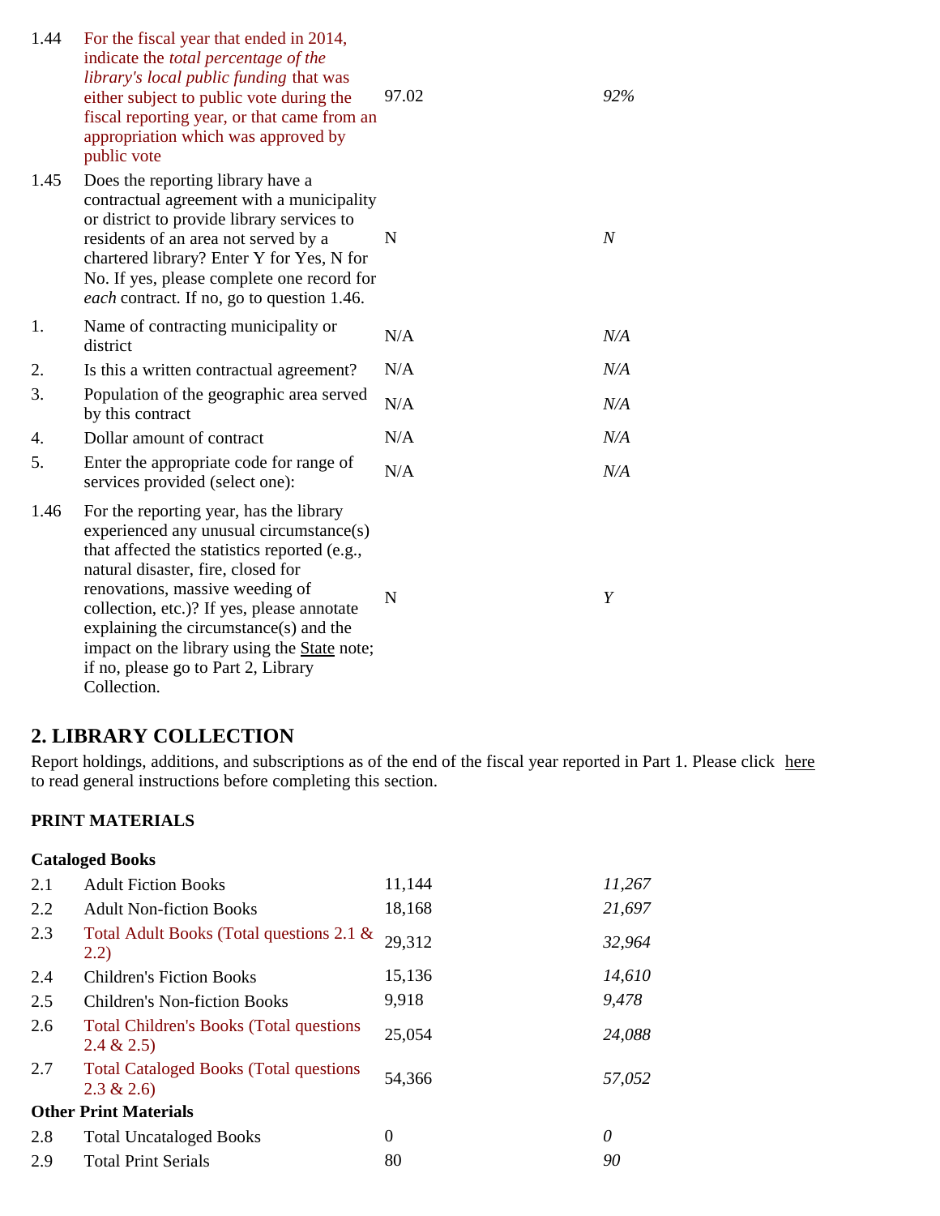| | | | |
|---|---|---|---|
| 1.44 | For the fiscal year that ended in 2014, indicate the *total percentage of the library's local public funding* that was either subject to public vote during the fiscal reporting year, or that came from an appropriation which was approved by public vote | 97.02 | *92%* |
| 1.45 | Does the reporting library have a contractual agreement with a municipality or district to provide library services to residents of an area not served by a chartered library? Enter Y for Yes, N for No. If yes, please complete one record for *each* contract. If no, go to question 1.46. | N | *N* |
| 1. | Name of contracting municipality or district | N/A | *N/A* |
| 2. | Is this a written contractual agreement? | N/A | *N/A* |
| 3. | Population of the geographic area served by this contract | N/A | *N/A* |
| 4. | Dollar amount of contract | N/A | *N/A* |
| 5. | Enter the appropriate code for range of services provided (select one): | N/A | *N/A* |
| 1.46 | For the reporting year, has the library experienced any unusual circumstance(s) that affected the statistics reported (e.g., natural disaster, fire, closed for renovations, massive weeding of collection, etc.)? If yes, please annotate explaining the circumstance(s) and the impact on the library using the State note; if no, please go to Part 2, Library Collection. | N | *Y* |

## 2. LIBRARY COLLECTION

Report holdings, additions, and subscriptions as of the end of the fiscal year reported in Part 1. Please click here to read general instructions before completing this section.

**PRINT MATERIALS**

**Cataloged Books**

| | | | |
|---|---|---|---|
| 2.1 | Adult Fiction Books | 11,144 | *11,267* |
| 2.2 | Adult Non-fiction Books | 18,168 | *21,697* |
| 2.3 | Total Adult Books (Total questions 2.1 & 2.2) | 29,312 | *32,964* |
| 2.4 | Children's Fiction Books | 15,136 | *14,610* |
| 2.5 | Children's Non-fiction Books | 9,918 | *9,478* |
| 2.6 | Total Children's Books (Total questions 2.4 & 2.5) | 25,054 | *24,088* |
| 2.7 | Total Cataloged Books (Total questions 2.3 & 2.6) | 54,366 | *57,052* |

**Other Print Materials**

| | | | |
|---|---|---|---|
| 2.8 | Total Uncataloged Books | 0 | *0* |
| 2.9 | Total Print Serials | 80 | *90* |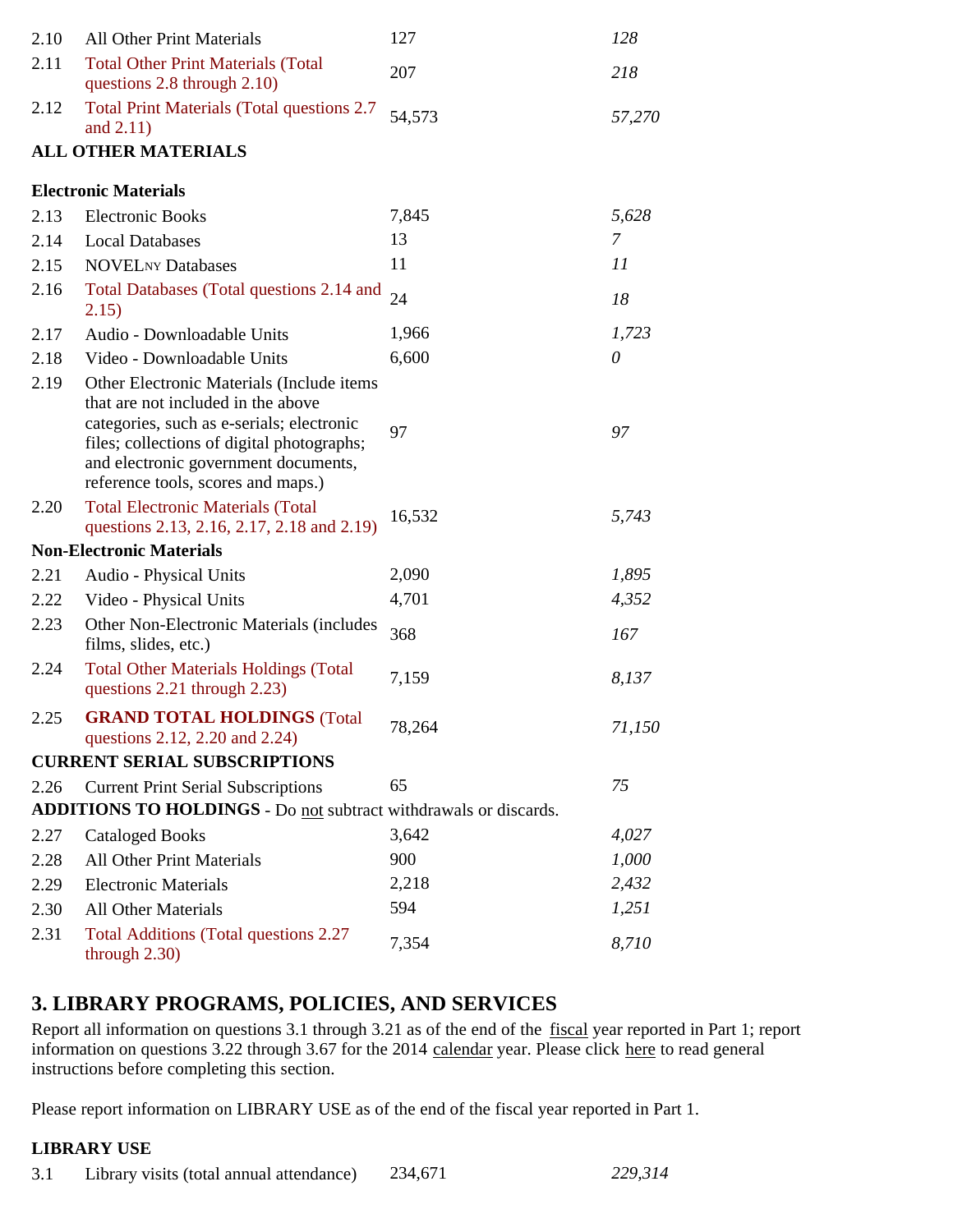| | | | |
|---|---|---|---|
| 2.10 | All Other Print Materials | 127 | *128* |
| 2.11 | Total Other Print Materials (Total questions 2.8 through 2.10) | 207 | *218* |
| 2.12 | Total Print Materials (Total questions 2.7 and 2.11) | 54,573 | *57,270* |

**ALL OTHER MATERIALS**

**Electronic Materials**

| | | | |
|---|---|---|---|
| 2.13 | Electronic Books | 7,845 | *5,628* |
| 2.14 | Local Databases | 13 | *7* |
| 2.15 | NOVELNY Databases | 11 | *11* |
| 2.16 | Total Databases (Total questions 2.14 and 2.15) | 24 | *18* |
| 2.17 | Audio - Downloadable Units | 1,966 | *1,723* |
| 2.18 | Video - Downloadable Units | 6,600 | *0* |
| 2.19 | Other Electronic Materials (Include items that are not included in the above categories, such as e-serials; electronic files; collections of digital photographs; and electronic government documents, reference tools, scores and maps.) | 97 | *97* |
| 2.20 | Total Electronic Materials (Total questions 2.13, 2.16, 2.17, 2.18 and 2.19) | 16,532 | *5,743* |

**Non-Electronic Materials**

| | | | |
|---|---|---|---|
| 2.21 | Audio - Physical Units | 2,090 | *1,895* |
| 2.22 | Video - Physical Units | 4,701 | *4,352* |
| 2.23 | Other Non-Electronic Materials (includes films, slides, etc.) | 368 | *167* |
| 2.24 | Total Other Materials Holdings (Total questions 2.21 through 2.23) | 7,159 | *8,137* |
| 2.25 | **GRAND TOTAL HOLDINGS** (Total questions 2.12, 2.20 and 2.24) | 78,264 | *71,150* |

**CURRENT SERIAL SUBSCRIPTIONS**

| | | | |
|---|---|---|---|
| 2.26 | Current Print Serial Subscriptions | 65 | *75* |

**ADDITIONS TO HOLDINGS** - Do not subtract withdrawals or discards.

| | | | |
|---|---|---|---|
| 2.27 | Cataloged Books | 3,642 | *4,027* |
| 2.28 | All Other Print Materials | 900 | *1,000* |
| 2.29 | Electronic Materials | 2,218 | *2,432* |
| 2.30 | All Other Materials | 594 | *1,251* |
| 2.31 | Total Additions (Total questions 2.27 through 2.30) | 7,354 | *8,710* |

## 3. LIBRARY PROGRAMS, POLICIES, AND SERVICES

Report all information on questions 3.1 through 3.21 as of the end of the fiscal year reported in Part 1; report information on questions 3.22 through 3.67 for the 2014 calendar year. Please click here to read general instructions before completing this section.

Please report information on LIBRARY USE as of the end of the fiscal year reported in Part 1.

**LIBRARY USE**

| | | | |
|---|---|---|---|
| 3.1 | Library visits (total annual attendance) | 234,671 | *229,314* |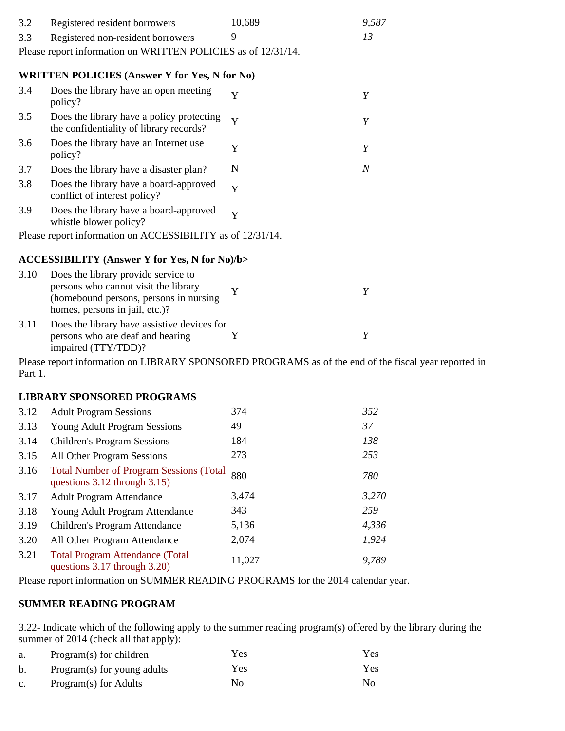| | | | |
|---|---|---|---|
| 3.2 | Registered resident borrowers | 10,689 | *9,587* |
| 3.3 | Registered non-resident borrowers | 9 | *13* |

Please report information on WRITTEN POLICIES as of 12/31/14.

**WRITTEN POLICIES (Answer Y for Yes, N for No)**

| | | | |
|---|---|---|---|
| 3.4 | Does the library have an open meeting policy? | Y | *Y* |
| 3.5 | Does the library have a policy protecting the confidentiality of library records? | Y | *Y* |
| 3.6 | Does the library have an Internet use policy? | Y | *Y* |
| 3.7 | Does the library have a disaster plan? | N | *N* |
| 3.8 | Does the library have a board-approved conflict of interest policy? | Y | |
| 3.9 | Does the library have a board-approved whistle blower policy? | Y | |

Please report information on ACCESSIBILITY as of 12/31/14.

**ACCESSIBILITY (Answer Y for Yes, N for No)/b>**

| | | | |
|---|---|---|---|
| 3.10 | Does the library provide service to persons who cannot visit the library (homebound persons, persons in nursing homes, persons in jail, etc.)? | Y | *Y* |
| 3.11 | Does the library have assistive devices for persons who are deaf and hearing impaired (TTY/TDD)? | Y | *Y* |

Please report information on LIBRARY SPONSORED PROGRAMS as of the end of the fiscal year reported in Part 1.

**LIBRARY SPONSORED PROGRAMS**

| | | | |
|---|---|---|---|
| 3.12 | Adult Program Sessions | 374 | *352* |
| 3.13 | Young Adult Program Sessions | 49 | *37* |
| 3.14 | Children's Program Sessions | 184 | *138* |
| 3.15 | All Other Program Sessions | 273 | *253* |
| 3.16 | Total Number of Program Sessions (Total questions 3.12 through 3.15) | 880 | *780* |
| 3.17 | Adult Program Attendance | 3,474 | *3,270* |
| 3.18 | Young Adult Program Attendance | 343 | *259* |
| 3.19 | Children's Program Attendance | 5,136 | *4,336* |
| 3.20 | All Other Program Attendance | 2,074 | *1,924* |
| 3.21 | Total Program Attendance (Total questions 3.17 through 3.20) | 11,027 | *9,789* |

Please report information on SUMMER READING PROGRAMS for the 2014 calendar year.

**SUMMER READING PROGRAM**

3.22- Indicate which of the following apply to the summer reading program(s) offered by the library during the summer of 2014 (check all that apply):

| | | | |
|---|---|---|---|
| a. | Program(s) for children | Yes | Yes |
| b. | Program(s) for young adults | Yes | Yes |
| c. | Program(s) for Adults | No | No |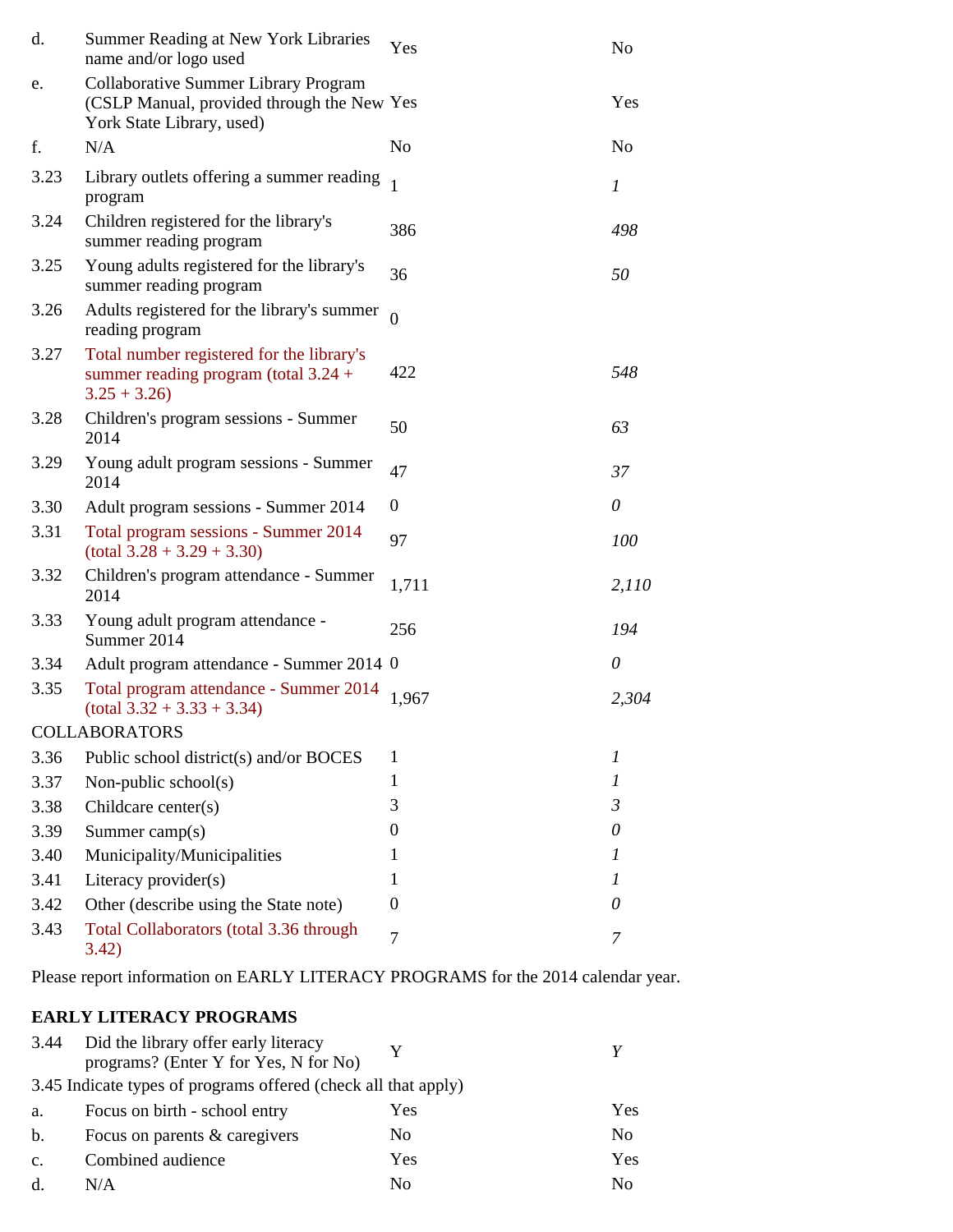| | | | |
|---|---|---|---|
| d. | Summer Reading at New York Libraries name and/or logo used | Yes | No |
| e. | Collaborative Summer Library Program (CSLP Manual, provided through the New York State Library, used) | Yes | Yes |
| f. | N/A | No | No |
| 3.23 | Library outlets offering a summer reading program | 1 | *1* |
| 3.24 | Children registered for the library's summer reading program | 386 | *498* |
| 3.25 | Young adults registered for the library's summer reading program | 36 | *50* |
| 3.26 | Adults registered for the library's summer reading program | 0 | |
| 3.27 | Total number registered for the library's summer reading program (total 3.24 + 3.25 + 3.26) | 422 | *548* |
| 3.28 | Children's program sessions - Summer 2014 | 50 | *63* |
| 3.29 | Young adult program sessions - Summer 2014 | 47 | *37* |
| 3.30 | Adult program sessions - Summer 2014 | 0 | *0* |
| 3.31 | Total program sessions - Summer 2014 (total 3.28 + 3.29 + 3.30) | 97 | *100* |
| 3.32 | Children's program attendance - Summer 2014 | 1,711 | *2,110* |
| 3.33 | Young adult program attendance - Summer 2014 | 256 | *194* |
| 3.34 | Adult program attendance - Summer 2014 | 0 | *0* |
| 3.35 | Total program attendance - Summer 2014 (total 3.32 + 3.33 + 3.34) | 1,967 | *2,304* |
| COLLABORATORS | | | |
| 3.36 | Public school district(s) and/or BOCES | 1 | *1* |
| 3.37 | Non-public school(s) | 1 | *1* |
| 3.38 | Childcare center(s) | 3 | *3* |
| 3.39 | Summer camp(s) | 0 | *0* |
| 3.40 | Municipality/Municipalities | 1 | *1* |
| 3.41 | Literacy provider(s) | 1 | *1* |
| 3.42 | Other (describe using the State note) | 0 | *0* |
| 3.43 | Total Collaborators (total 3.36 through 3.42) | 7 | *7* |

Please report information on EARLY LITERACY PROGRAMS for the 2014 calendar year.

**EARLY LITERACY PROGRAMS**

| | | | |
|---|---|---|---|
| 3.44 | Did the library offer early literacy programs? (Enter Y for Yes, N for No) | Y | *Y* |
| 3.45 Indicate types of programs offered (check all that apply) | | | |
| a. | Focus on birth - school entry | Yes | Yes |
| b. | Focus on parents & caregivers | No | No |
| c. | Combined audience | Yes | Yes |
| d. | N/A | No | No |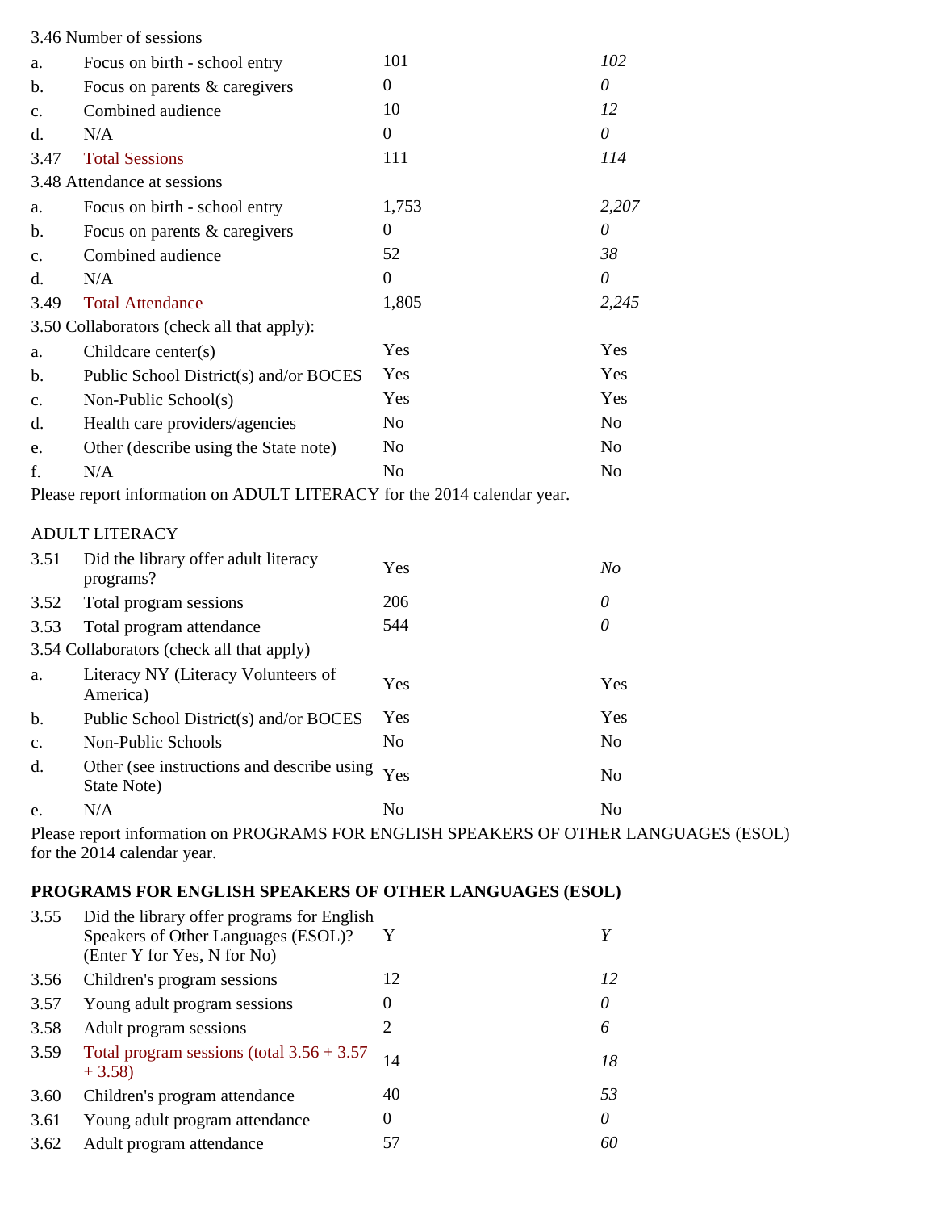| | | | |
|---|---|---|---|
| 3.46 Number of sessions | | | |
| a. | Focus on birth - school entry | 101 | *102* |
| b. | Focus on parents & caregivers | 0 | *0* |
| c. | Combined audience | 10 | *12* |
| d. | N/A | 0 | *0* |
| 3.47 | Total Sessions | 111 | *114* |
| 3.48 Attendance at sessions | | | |
| a. | Focus on birth - school entry | 1,753 | *2,207* |
| b. | Focus on parents & caregivers | 0 | *0* |
| c. | Combined audience | 52 | *38* |
| d. | N/A | 0 | *0* |
| 3.49 | Total Attendance | 1,805 | *2,245* |
| 3.50 Collaborators (check all that apply): | | | |
| a. | Childcare center(s) | Yes | Yes |
| b. | Public School District(s) and/or BOCES | Yes | Yes |
| c. | Non-Public School(s) | Yes | Yes |
| d. | Health care providers/agencies | No | No |
| e. | Other (describe using the State note) | No | No |
| f. | N/A | No | No |

Please report information on ADULT LITERACY for the 2014 calendar year.

ADULT LITERACY

| | | | |
|---|---|---|---|
| 3.51 | Did the library offer adult literacy programs? | Yes | *No* |
| 3.52 | Total program sessions | 206 | *0* |
| 3.53 | Total program attendance | 544 | *0* |
| 3.54 Collaborators (check all that apply) | | | |
| a. | Literacy NY (Literacy Volunteers of America) | Yes | Yes |
| b. | Public School District(s) and/or BOCES | Yes | Yes |
| c. | Non-Public Schools | No | No |
| d. | Other (see instructions and describe using State Note) | Yes | No |
| e. | N/A | No | No |

Please report information on PROGRAMS FOR ENGLISH SPEAKERS OF OTHER LANGUAGES (ESOL) for the 2014 calendar year.

**PROGRAMS FOR ENGLISH SPEAKERS OF OTHER LANGUAGES (ESOL)**

| | | | |
|---|---|---|---|
| 3.55 | Did the library offer programs for English Speakers of Other Languages (ESOL)? (Enter Y for Yes, N for No) | Y | *Y* |
| 3.56 | Children's program sessions | 12 | *12* |
| 3.57 | Young adult program sessions | 0 | *0* |
| 3.58 | Adult program sessions | 2 | *6* |
| 3.59 | Total program sessions (total 3.56 + 3.57 + 3.58) | 14 | *18* |
| 3.60 | Children's program attendance | 40 | *53* |
| 3.61 | Young adult program attendance | 0 | *0* |
| 3.62 | Adult program attendance | 57 | *60* |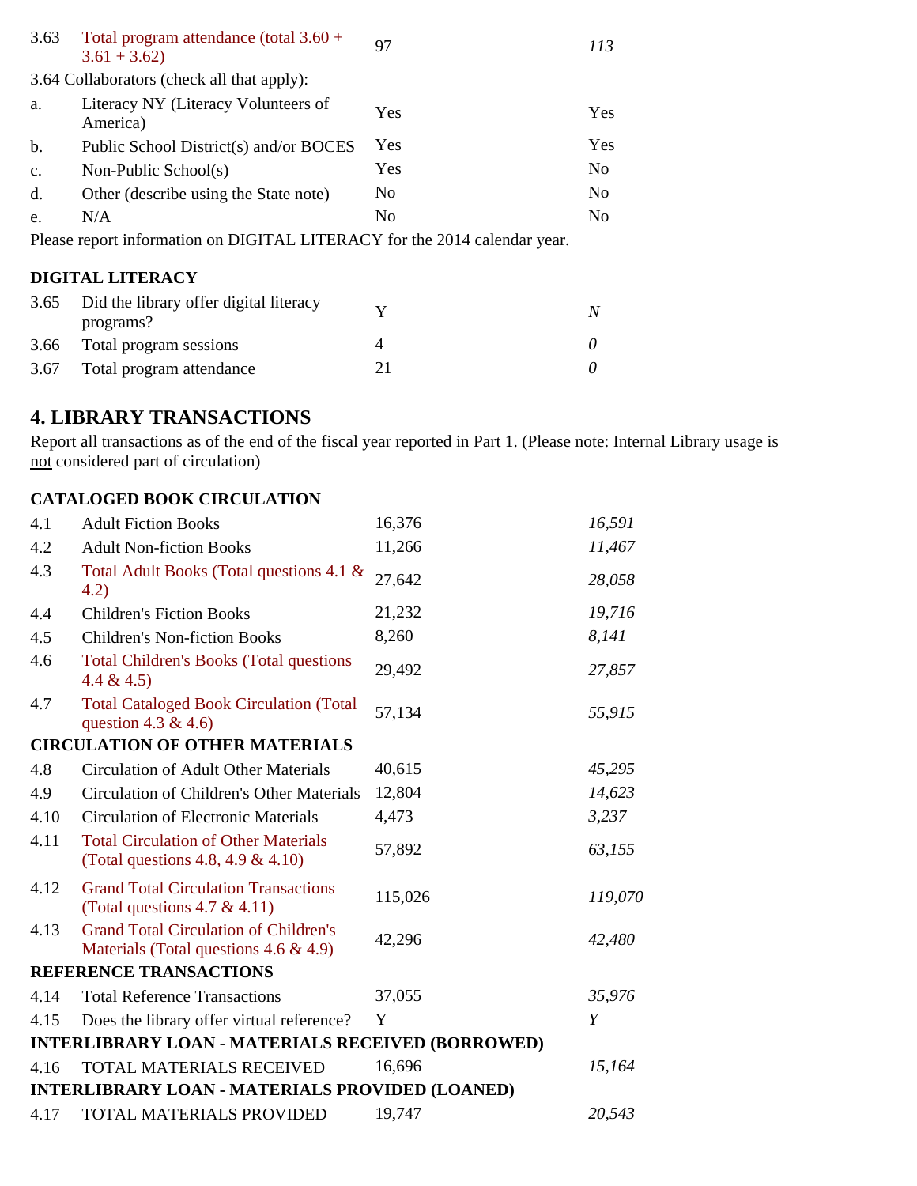| | | | |
|---|---|---|---|
| 3.63 | Total program attendance (total 3.60 + 3.61 + 3.62) | 97 | *113* |

3.64 Collaborators (check all that apply):

| | | | |
|---|---|---|---|
| a. | Literacy NY (Literacy Volunteers of America) | Yes | Yes |
| b. | Public School District(s) and/or BOCES | Yes | Yes |
| c. | Non-Public School(s) | Yes | No |
| d. | Other (describe using the State note) | No | No |
| e. | N/A | No | No |

Please report information on DIGITAL LITERACY for the 2014 calendar year.

**DIGITAL LITERACY**

| | | | |
|---|---|---|---|
| 3.65 | Did the library offer digital literacy programs? | Y | *N* |
| 3.66 | Total program sessions | 4 | *0* |
| 3.67 | Total program attendance | 21 | *0* |

## 4. LIBRARY TRANSACTIONS

Report all transactions as of the end of the fiscal year reported in Part 1. (Please note: Internal Library usage is not considered part of circulation)

**CATALOGED BOOK CIRCULATION**

| | | | |
|---|---|---|---|
| 4.1 | Adult Fiction Books | 16,376 | *16,591* |
| 4.2 | Adult Non-fiction Books | 11,266 | *11,467* |
| 4.3 | Total Adult Books (Total questions 4.1 & 4.2) | 27,642 | *28,058* |
| 4.4 | Children's Fiction Books | 21,232 | *19,716* |
| 4.5 | Children's Non-fiction Books | 8,260 | *8,141* |
| 4.6 | Total Children's Books (Total questions 4.4 & 4.5) | 29,492 | *27,857* |
| 4.7 | Total Cataloged Book Circulation (Total question 4.3 & 4.6) | 57,134 | *55,915* |

**CIRCULATION OF OTHER MATERIALS**

| | | | |
|---|---|---|---|
| 4.8 | Circulation of Adult Other Materials | 40,615 | *45,295* |
| 4.9 | Circulation of Children's Other Materials | 12,804 | *14,623* |
| 4.10 | Circulation of Electronic Materials | 4,473 | *3,237* |
| 4.11 | Total Circulation of Other Materials (Total questions 4.8, 4.9 & 4.10) | 57,892 | *63,155* |
| 4.12 | Grand Total Circulation Transactions (Total questions 4.7 & 4.11) | 115,026 | *119,070* |
| 4.13 | Grand Total Circulation of Children's Materials (Total questions 4.6 & 4.9) | 42,296 | *42,480* |

**REFERENCE TRANSACTIONS**

| | | | |
|---|---|---|---|
| 4.14 | Total Reference Transactions | 37,055 | *35,976* |
| 4.15 | Does the library offer virtual reference? | Y | *Y* |

**INTERLIBRARY LOAN - MATERIALS RECEIVED (BORROWED)**

| | | | |
|---|---|---|---|
| 4.16 | TOTAL MATERIALS RECEIVED | 16,696 | *15,164* |

**INTERLIBRARY LOAN - MATERIALS PROVIDED (LOANED)**

| | | | |
|---|---|---|---|
| 4.17 | TOTAL MATERIALS PROVIDED | 19,747 | *20,543* |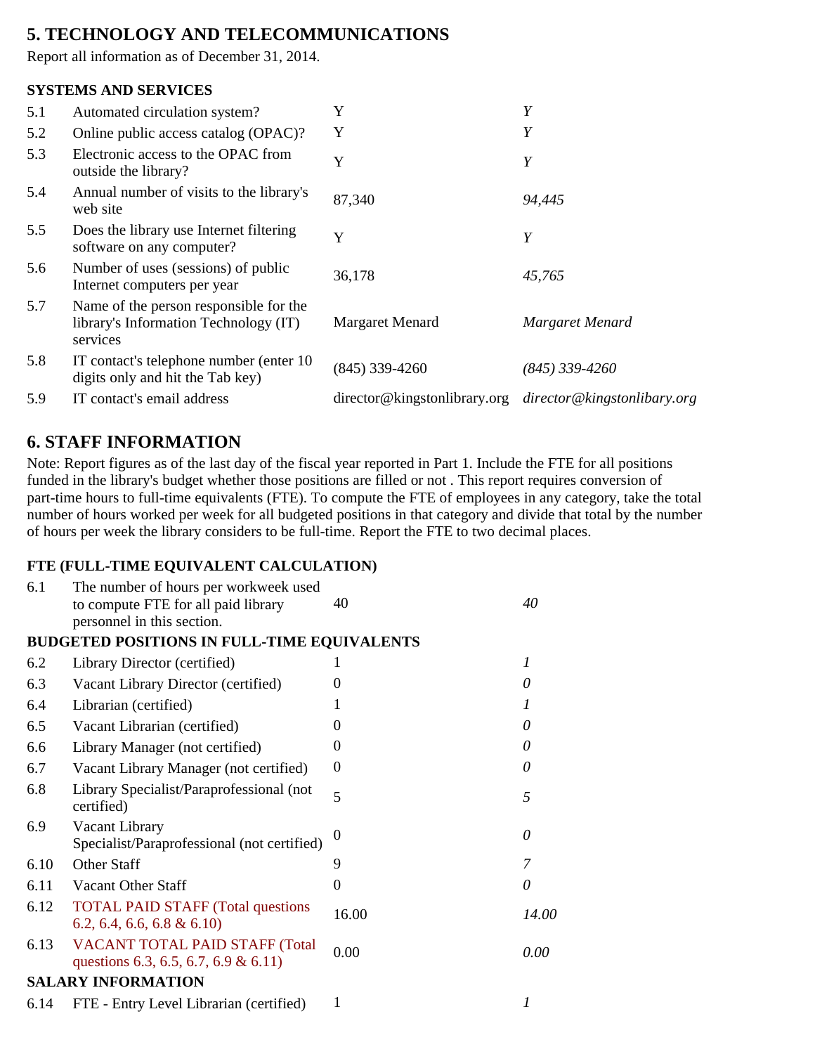## 5. TECHNOLOGY AND TELECOMMUNICATIONS

Report all information as of December 31, 2014.

### SYSTEMS AND SERVICES

| | | | |
|---|---|---|---|
| 5.1 | Automated circulation system? | Y | *Y* |
| 5.2 | Online public access catalog (OPAC)? | Y | *Y* |
| 5.3 | Electronic access to the OPAC from outside the library? | Y | *Y* |
| 5.4 | Annual number of visits to the library's web site | 87,340 | *94,445* |
| 5.5 | Does the library use Internet filtering software on any computer? | Y | *Y* |
| 5.6 | Number of uses (sessions) of public Internet computers per year | 36,178 | *45,765* |
| 5.7 | Name of the person responsible for the library's Information Technology (IT) services | Margaret Menard | *Margaret Menard* |
| 5.8 | IT contact's telephone number (enter 10 digits only and hit the Tab key) | (845) 339-4260 | *(845) 339-4260* |
| 5.9 | IT contact's email address | director@kingstonlibrary.org | *director@kingstonlibary.org* |

## 6. STAFF INFORMATION

Note: Report figures as of the last day of the fiscal year reported in Part 1. Include the FTE for all positions funded in the library's budget whether those positions are filled or not . This report requires conversion of part-time hours to full-time equivalents (FTE). To compute the FTE of employees in any category, take the total number of hours worked per week for all budgeted positions in that category and divide that total by the number of hours per week the library considers to be full-time. Report the FTE to two decimal places.

### FTE (FULL-TIME EQUIVALENT CALCULATION)

| | | | |
|---|---|---|---|
| 6.1 | The number of hours per workweek used to compute FTE for all paid library personnel in this section. | 40 | *40* |
| **BUDGETED POSITIONS IN FULL-TIME EQUIVALENTS** | | | |
| 6.2 | Library Director (certified) | 1 | *1* |
| 6.3 | Vacant Library Director (certified) | 0 | *0* |
| 6.4 | Librarian (certified) | 1 | *1* |
| 6.5 | Vacant Librarian (certified) | 0 | *0* |
| 6.6 | Library Manager (not certified) | 0 | *0* |
| 6.7 | Vacant Library Manager (not certified) | 0 | *0* |
| 6.8 | Library Specialist/Paraprofessional (not certified) | 5 | *5* |
| 6.9 | Vacant Library Specialist/Paraprofessional (not certified) | 0 | *0* |
| 6.10 | Other Staff | 9 | *7* |
| 6.11 | Vacant Other Staff | 0 | *0* |
| 6.12 | TOTAL PAID STAFF (Total questions 6.2, 6.4, 6.6, 6.8 & 6.10) | 16.00 | *14.00* |
| 6.13 | VACANT TOTAL PAID STAFF (Total questions 6.3, 6.5, 6.7, 6.9 & 6.11) | 0.00 | *0.00* |
| **SALARY INFORMATION** | | | |
| 6.14 | FTE - Entry Level Librarian (certified) | 1 | *1* |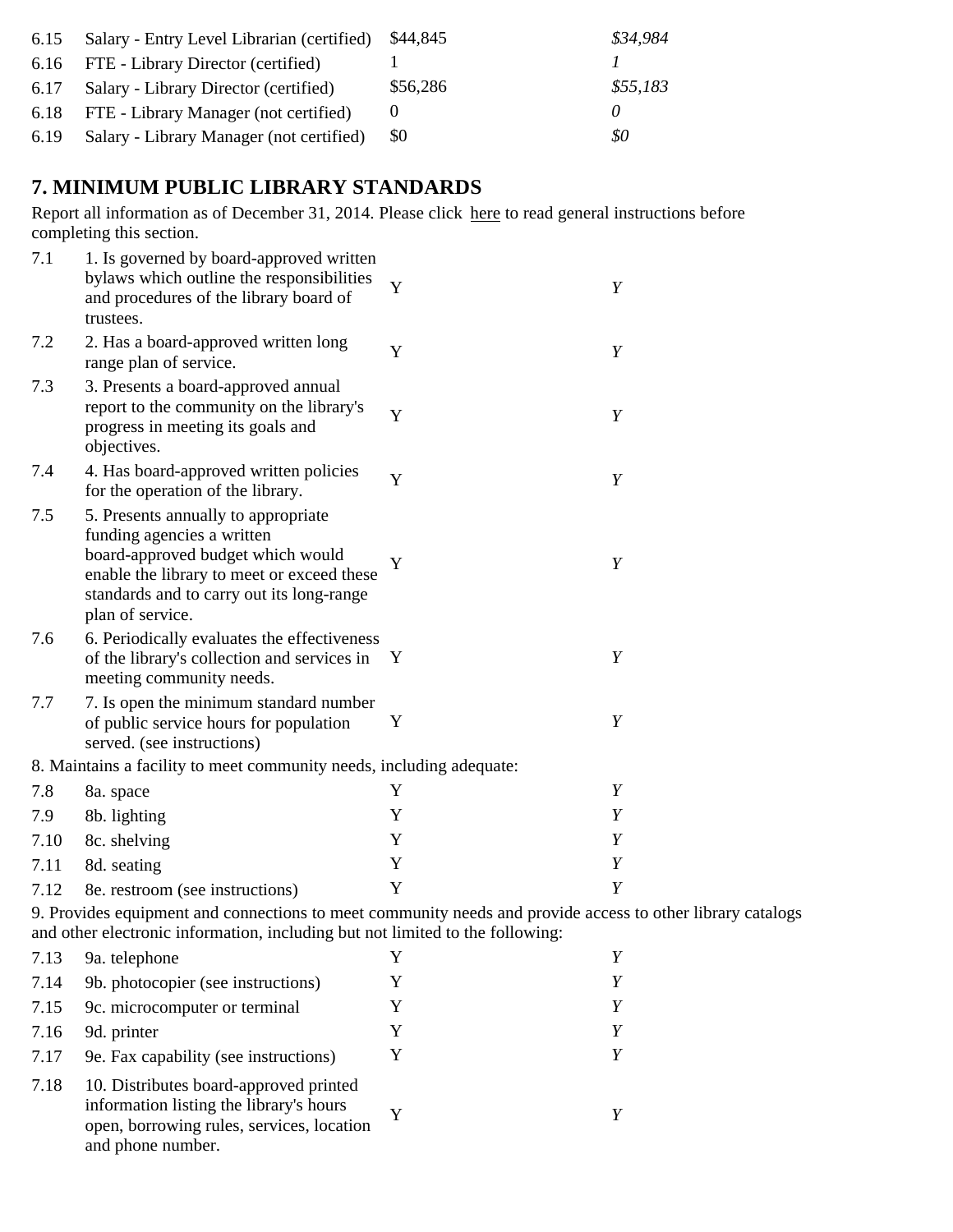| | | | |
|---|---|---|---|
| 6.15 | Salary - Entry Level Librarian (certified) | $44,845 | *$34,984* |
| 6.16 | FTE - Library Director (certified) | 1 | *1* |
| 6.17 | Salary - Library Director (certified) | $56,286 | *$55,183* |
| 6.18 | FTE - Library Manager (not certified) | 0 | *0* |
| 6.19 | Salary - Library Manager (not certified) | $0 | *$0* |

## 7. MINIMUM PUBLIC LIBRARY STANDARDS

Report all information as of December 31, 2014. Please click here to read general instructions before completing this section.

| | | | |
|---|---|---|---|
| 7.1 | 1. Is governed by board-approved written bylaws which outline the responsibilities and procedures of the library board of trustees. | Y | *Y* |
| 7.2 | 2. Has a board-approved written long range plan of service. | Y | *Y* |
| 7.3 | 3. Presents a board-approved annual report to the community on the library's progress in meeting its goals and objectives. | Y | *Y* |
| 7.4 | 4. Has board-approved written policies for the operation of the library. | Y | *Y* |
| 7.5 | 5. Presents annually to appropriate funding agencies a written board-approved budget which would enable the library to meet or exceed these standards and to carry out its long-range plan of service. | Y | *Y* |
| 7.6 | 6. Periodically evaluates the effectiveness of the library's collection and services in meeting community needs. | Y | *Y* |
| 7.7 | 7. Is open the minimum standard number of public service hours for population served. (see instructions) | Y | *Y* |

8. Maintains a facility to meet community needs, including adequate:

| | | | |
|---|---|---|---|
| 7.8 | 8a. space | Y | *Y* |
| 7.9 | 8b. lighting | Y | *Y* |
| 7.10 | 8c. shelving | Y | *Y* |
| 7.11 | 8d. seating | Y | *Y* |
| 7.12 | 8e. restroom (see instructions) | Y | *Y* |

9. Provides equipment and connections to meet community needs and provide access to other library catalogs and other electronic information, including but not limited to the following:

| | | | |
|---|---|---|---|
| 7.13 | 9a. telephone | Y | *Y* |
| 7.14 | 9b. photocopier (see instructions) | Y | *Y* |
| 7.15 | 9c. microcomputer or terminal | Y | *Y* |
| 7.16 | 9d. printer | Y | *Y* |
| 7.17 | 9e. Fax capability (see instructions) | Y | *Y* |
| 7.18 | 10. Distributes board-approved printed information listing the library's hours open, borrowing rules, services, location and phone number. | Y | *Y* |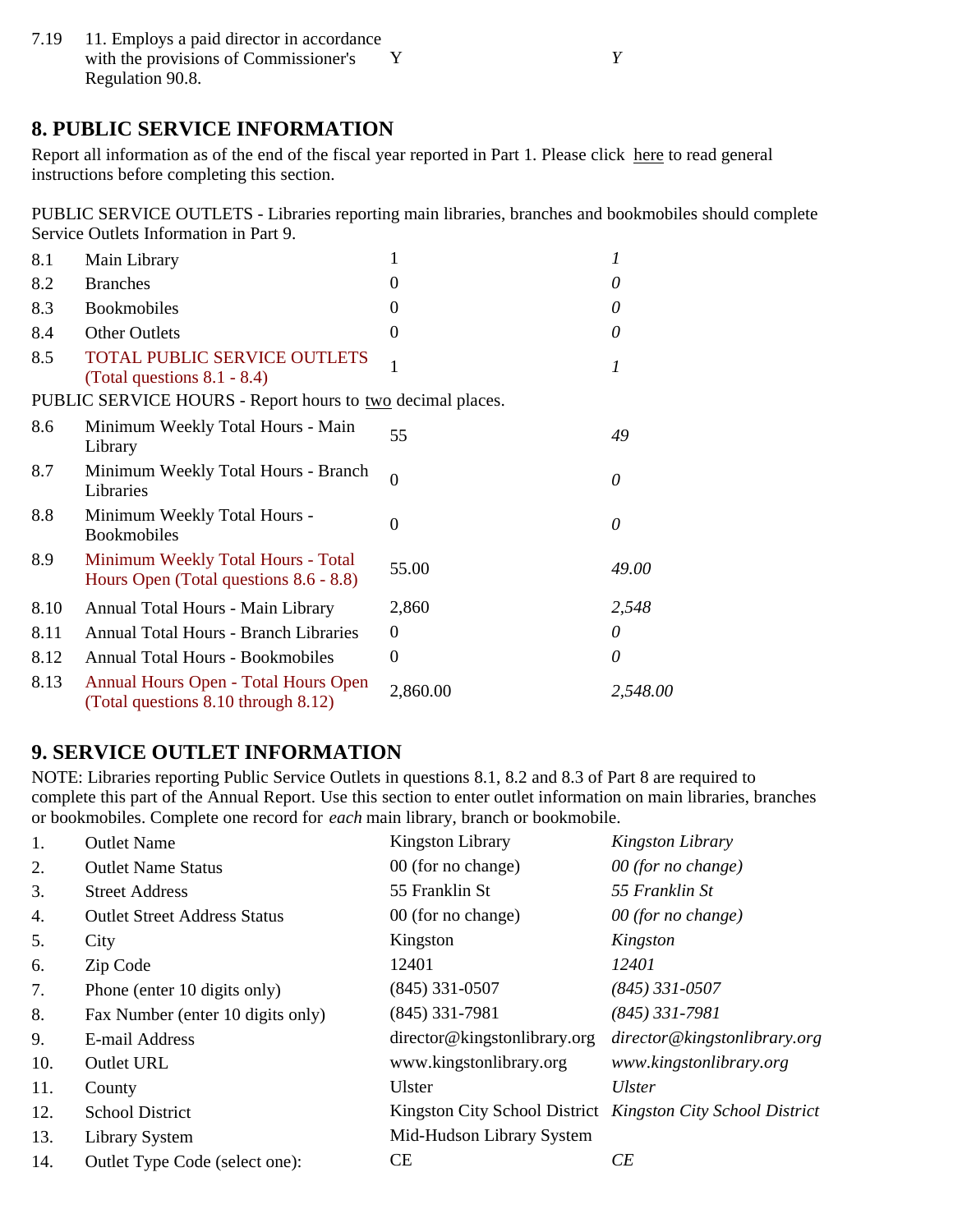| | | | |
|---|---|---|---|
| 7.19 | 11. Employs a paid director in accordance with the provisions of Commissioner's Regulation 90.8. | Y | *Y* |

## 8. PUBLIC SERVICE INFORMATION

Report all information as of the end of the fiscal year reported in Part 1. Please click here to read general instructions before completing this section.

PUBLIC SERVICE OUTLETS - Libraries reporting main libraries, branches and bookmobiles should complete Service Outlets Information in Part 9.

| | | | |
|---|---|---|---|
| 8.1 | Main Library | 1 | *1* |
| 8.2 | Branches | 0 | *0* |
| 8.3 | Bookmobiles | 0 | *0* |
| 8.4 | Other Outlets | 0 | *0* |
| 8.5 | TOTAL PUBLIC SERVICE OUTLETS (Total questions 8.1 - 8.4) | 1 | *1* |

PUBLIC SERVICE HOURS - Report hours to two decimal places.

| | | | |
|---|---|---|---|
| 8.6 | Minimum Weekly Total Hours - Main Library | 55 | *49* |
| 8.7 | Minimum Weekly Total Hours - Branch Libraries | 0 | *0* |
| 8.8 | Minimum Weekly Total Hours - Bookmobiles | 0 | *0* |
| 8.9 | Minimum Weekly Total Hours - Total Hours Open (Total questions 8.6 - 8.8) | 55.00 | *49.00* |
| 8.10 | Annual Total Hours - Main Library | 2,860 | *2,548* |
| 8.11 | Annual Total Hours - Branch Libraries | 0 | *0* |
| 8.12 | Annual Total Hours - Bookmobiles | 0 | *0* |
| 8.13 | Annual Hours Open - Total Hours Open (Total questions 8.10 through 8.12) | 2,860.00 | *2,548.00* |

## 9. SERVICE OUTLET INFORMATION

NOTE: Libraries reporting Public Service Outlets in questions 8.1, 8.2 and 8.3 of Part 8 are required to complete this part of the Annual Report. Use this section to enter outlet information on main libraries, branches or bookmobiles. Complete one record for *each* main library, branch or bookmobile.

| | | | |
|---|---|---|---|
| 1. | Outlet Name | Kingston Library | *Kingston Library* |
| 2. | Outlet Name Status | 00 (for no change) | *00 (for no change)* |
| 3. | Street Address | 55 Franklin St | *55 Franklin St* |
| 4. | Outlet Street Address Status | 00 (for no change) | *00 (for no change)* |
| 5. | City | Kingston | *Kingston* |
| 6. | Zip Code | 12401 | *12401* |
| 7. | Phone (enter 10 digits only) | (845) 331-0507 | *(845) 331-0507* |
| 8. | Fax Number (enter 10 digits only) | (845) 331-7981 | *(845) 331-7981* |
| 9. | E-mail Address | director@kingstonlibrary.org | *director@kingstonlibrary.org* |
| 10. | Outlet URL | www.kingstonlibrary.org | *www.kingstonlibrary.org* |
| 11. | County | Ulster | *Ulster* |
| 12. | School District | Kingston City School District | *Kingston City School District* |
| 13. | Library System | Mid-Hudson Library System | |
| 14. | Outlet Type Code (select one): | CE | *CE* |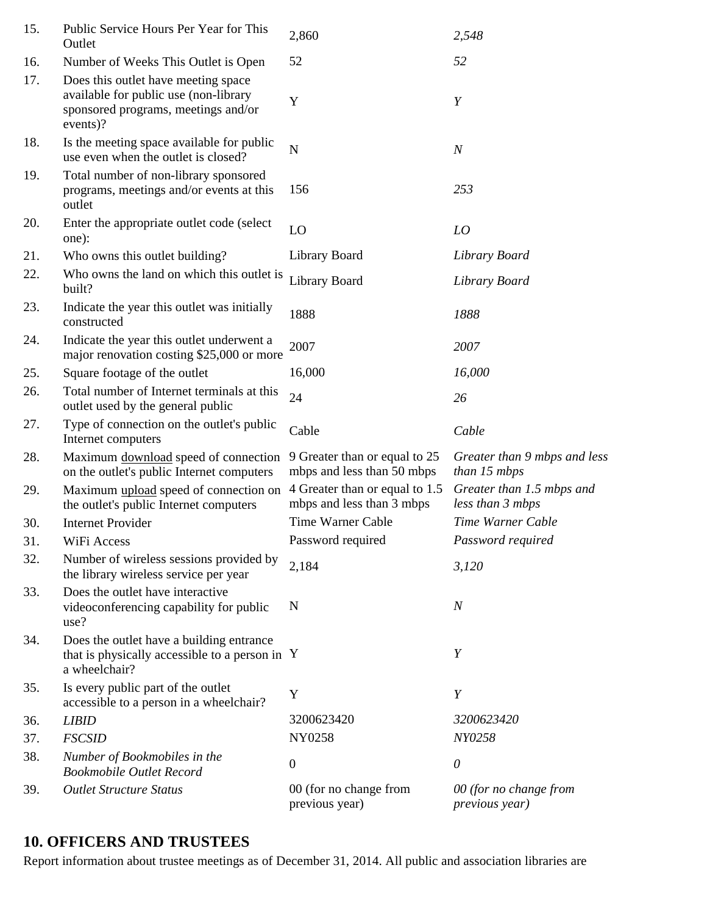| | | | |
|---|---|---|---|
| 15. | Public Service Hours Per Year for This Outlet | 2,860 | *2,548* |
| 16. | Number of Weeks This Outlet is Open | 52 | *52* |
| 17. | Does this outlet have meeting space available for public use (non-library sponsored programs, meetings and/or events)? | Y | *Y* |
| 18. | Is the meeting space available for public use even when the outlet is closed? | N | *N* |
| 19. | Total number of non-library sponsored programs, meetings and/or events at this outlet | 156 | *253* |
| 20. | Enter the appropriate outlet code (select one): | LO | *LO* |
| 21. | Who owns this outlet building? | Library Board | *Library Board* |
| 22. | Who owns the land on which this outlet is built? | Library Board | *Library Board* |
| 23. | Indicate the year this outlet was initially constructed | 1888 | *1888* |
| 24. | Indicate the year this outlet underwent a major renovation costing $25,000 or more | 2007 | *2007* |
| 25. | Square footage of the outlet | 16,000 | *16,000* |
| 26. | Total number of Internet terminals at this outlet used by the general public | 24 | *26* |
| 27. | Type of connection on the outlet's public Internet computers | Cable | *Cable* |
| 28. | Maximum download speed of connection on the outlet's public Internet computers | 9 Greater than or equal to 25 mbps and less than 50 mbps | *Greater than 9 mbps and less than 15 mbps* |
| 29. | Maximum upload speed of connection on the outlet's public Internet computers | 4 Greater than or equal to 1.5 mbps and less than 3 mbps | *Greater than 1.5 mbps and less than 3 mbps* |
| 30. | Internet Provider | Time Warner Cable | *Time Warner Cable* |
| 31. | WiFi Access | Password required | *Password required* |
| 32. | Number of wireless sessions provided by the library wireless service per year | 2,184 | *3,120* |
| 33. | Does the outlet have interactive videoconferencing capability for public use? | N | *N* |
| 34. | Does the outlet have a building entrance that is physically accessible to a person in a wheelchair? | Y | *Y* |
| 35. | Is every public part of the outlet accessible to a person in a wheelchair? | Y | *Y* |
| 36. | *LIBID* | 3200623420 | *3200623420* |
| 37. | *FSCSID* | NY0258 | *NY0258* |
| 38. | *Number of Bookmobiles in the Bookmobile Outlet Record* | 0 | *0* |
| 39. | *Outlet Structure Status* | 00 (for no change from previous year) | *00 (for no change from previous year)* |

## 10. OFFICERS AND TRUSTEES

Report information about trustee meetings as of December 31, 2014. All public and association libraries are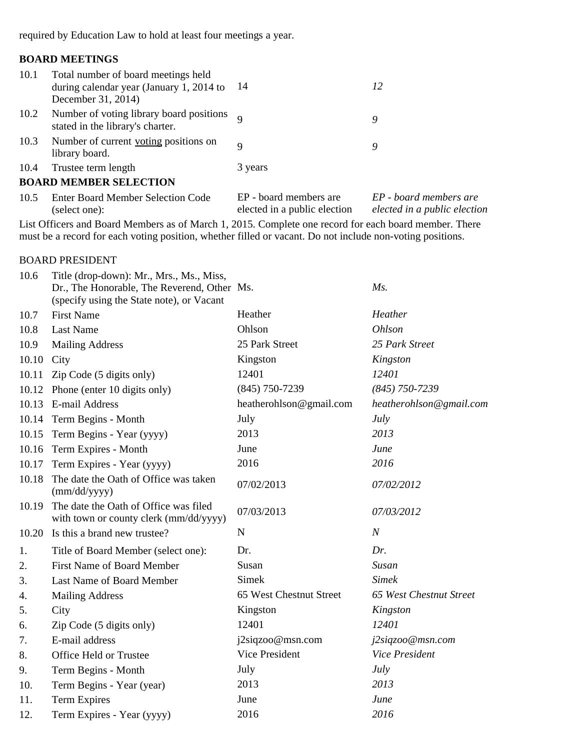required by Education Law to hold at least four meetings a year.

**BOARD MEETINGS**

| | | | |
|---|---|---|---|
| 10.1 | Total number of board meetings held during calendar year (January 1, 2014 to December 31, 2014) | 14 | *12* |
| 10.2 | Number of voting library board positions stated in the library's charter. | 9 | *9* |
| 10.3 | Number of current voting positions on library board. | 9 | *9* |
| 10.4 | Trustee term length | 3 years | |

**BOARD MEMBER SELECTION**

| | | | |
|---|---|---|---|
| 10.5 | Enter Board Member Selection Code (select one): | EP - board members are elected in a public election | *EP - board members are elected in a public election* |

List Officers and Board Members as of March 1, 2015. Complete one record for each board member. There must be a record for each voting position, whether filled or vacant. Do not include non-voting positions.

BOARD PRESIDENT

| | | | |
|---|---|---|---|
| 10.6 | Title (drop-down): Mr., Mrs., Ms., Miss, Dr., The Honorable, The Reverend, Other (specify using the State note), or Vacant | Ms. | *Ms.* |
| 10.7 | First Name | Heather | *Heather* |
| 10.8 | Last Name | Ohlson | *Ohlson* |
| 10.9 | Mailing Address | 25 Park Street | *25 Park Street* |
| 10.10 | City | Kingston | *Kingston* |
| 10.11 | Zip Code (5 digits only) | 12401 | *12401* |
| 10.12 | Phone (enter 10 digits only) | (845) 750-7239 | *(845) 750-7239* |
| 10.13 | E-mail Address | heatherohlson@gmail.com | *heatherohlson@gmail.com* |
| 10.14 | Term Begins - Month | July | *July* |
| 10.15 | Term Begins - Year (yyyy) | 2013 | *2013* |
| 10.16 | Term Expires - Month | June | *June* |
| 10.17 | Term Expires - Year (yyyy) | 2016 | *2016* |
| 10.18 | The date the Oath of Office was taken (mm/dd/yyyy) | 07/02/2013 | *07/02/2012* |
| 10.19 | The date the Oath of Office was filed with town or county clerk (mm/dd/yyyy) | 07/03/2013 | *07/03/2012* |
| 10.20 | Is this a brand new trustee? | N | *N* |

| | | | |
|---|---|---|---|
| 1. | Title of Board Member (select one): | Dr. | *Dr.* |
| 2. | First Name of Board Member | Susan | *Susan* |
| 3. | Last Name of Board Member | Simek | *Simek* |
| 4. | Mailing Address | 65 West Chestnut Street | *65 West Chestnut Street* |
| 5. | City | Kingston | *Kingston* |
| 6. | Zip Code (5 digits only) | 12401 | *12401* |
| 7. | E-mail address | j2siqzoo@msn.com | *j2siqzoo@msn.com* |
| 8. | Office Held or Trustee | Vice President | *Vice President* |
| 9. | Term Begins - Month | July | *July* |
| 10. | Term Begins - Year (year) | 2013 | *2013* |
| 11. | Term Expires | June | *June* |
| 12. | Term Expires - Year (yyyy) | 2016 | *2016* |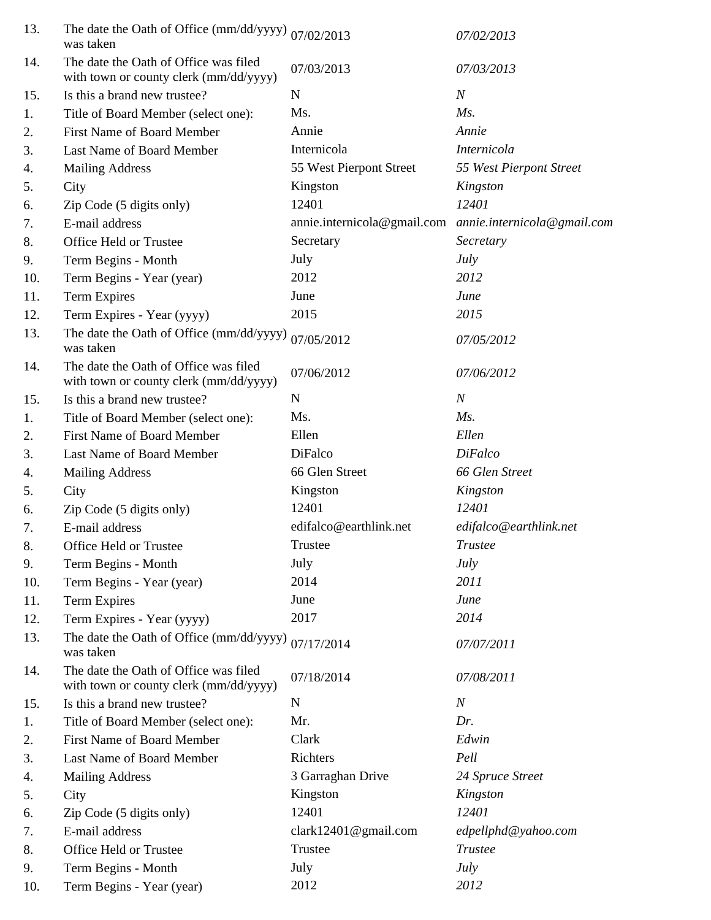| | | | |
|---|---|---|---|
| 13. | The date the Oath of Office (mm/dd/yyyy) was taken | 07/02/2013 | *07/02/2013* |
| 14. | The date the Oath of Office was filed with town or county clerk (mm/dd/yyyy) | 07/03/2013 | *07/03/2013* |
| 15. | Is this a brand new trustee? | N | *N* |
| 1. | Title of Board Member (select one): | Ms. | *Ms.* |
| 2. | First Name of Board Member | Annie | *Annie* |
| 3. | Last Name of Board Member | Internicola | *Internicola* |
| 4. | Mailing Address | 55 West Pierpont Street | *55 West Pierpont Street* |
| 5. | City | Kingston | *Kingston* |
| 6. | Zip Code (5 digits only) | 12401 | *12401* |
| 7. | E-mail address | annie.internicola@gmail.com | *annie.internicola@gmail.com* |
| 8. | Office Held or Trustee | Secretary | *Secretary* |
| 9. | Term Begins - Month | July | *July* |
| 10. | Term Begins - Year (year) | 2012 | *2012* |
| 11. | Term Expires | June | *June* |
| 12. | Term Expires - Year (yyyy) | 2015 | *2015* |
| 13. | The date the Oath of Office (mm/dd/yyyy) was taken | 07/05/2012 | *07/05/2012* |
| 14. | The date the Oath of Office was filed with town or county clerk (mm/dd/yyyy) | 07/06/2012 | *07/06/2012* |
| 15. | Is this a brand new trustee? | N | *N* |
| 1. | Title of Board Member (select one): | Ms. | *Ms.* |
| 2. | First Name of Board Member | Ellen | *Ellen* |
| 3. | Last Name of Board Member | DiFalco | *DiFalco* |
| 4. | Mailing Address | 66 Glen Street | *66 Glen Street* |
| 5. | City | Kingston | *Kingston* |
| 6. | Zip Code (5 digits only) | 12401 | *12401* |
| 7. | E-mail address | edifalco@earthlink.net | *edifalco@earthlink.net* |
| 8. | Office Held or Trustee | Trustee | *Trustee* |
| 9. | Term Begins - Month | July | *July* |
| 10. | Term Begins - Year (year) | 2014 | *2011* |
| 11. | Term Expires | June | *June* |
| 12. | Term Expires - Year (yyyy) | 2017 | *2014* |
| 13. | The date the Oath of Office (mm/dd/yyyy) was taken | 07/17/2014 | *07/07/2011* |
| 14. | The date the Oath of Office was filed with town or county clerk (mm/dd/yyyy) | 07/18/2014 | *07/08/2011* |
| 15. | Is this a brand new trustee? | N | *N* |
| 1. | Title of Board Member (select one): | Mr. | *Dr.* |
| 2. | First Name of Board Member | Clark | *Edwin* |
| 3. | Last Name of Board Member | Richters | *Pell* |
| 4. | Mailing Address | 3 Garraghan Drive | *24 Spruce Street* |
| 5. | City | Kingston | *Kingston* |
| 6. | Zip Code (5 digits only) | 12401 | *12401* |
| 7. | E-mail address | clark12401@gmail.com | *edpellphd@yahoo.com* |
| 8. | Office Held or Trustee | Trustee | *Trustee* |
| 9. | Term Begins - Month | July | *July* |
| 10. | Term Begins - Year (year) | 2012 | *2012* |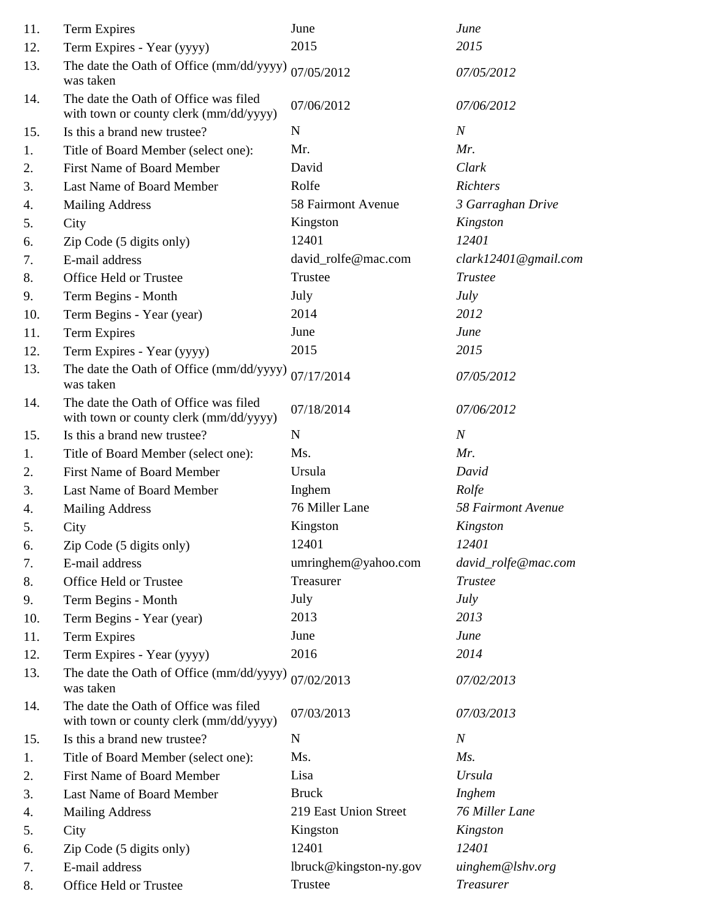| | | | |
|---|---|---|---|
| 11. | Term Expires | June | *June* |
| 12. | Term Expires - Year (yyyy) | 2015 | *2015* |
| 13. | The date the Oath of Office (mm/dd/yyyy) was taken | 07/05/2012 | *07/05/2012* |
| 14. | The date the Oath of Office was filed with town or county clerk (mm/dd/yyyy) | 07/06/2012 | *07/06/2012* |
| 15. | Is this a brand new trustee? | N | *N* |
| 1. | Title of Board Member (select one): | Mr. | *Mr.* |
| 2. | First Name of Board Member | David | *Clark* |
| 3. | Last Name of Board Member | Rolfe | *Richters* |
| 4. | Mailing Address | 58 Fairmont Avenue | *3 Garraghan Drive* |
| 5. | City | Kingston | *Kingston* |
| 6. | Zip Code (5 digits only) | 12401 | *12401* |
| 7. | E-mail address | david_rolfe@mac.com | *clark12401@gmail.com* |
| 8. | Office Held or Trustee | Trustee | *Trustee* |
| 9. | Term Begins - Month | July | *July* |
| 10. | Term Begins - Year (year) | 2014 | *2012* |
| 11. | Term Expires | June | *June* |
| 12. | Term Expires - Year (yyyy) | 2015 | *2015* |
| 13. | The date the Oath of Office (mm/dd/yyyy) was taken | 07/17/2014 | *07/05/2012* |
| 14. | The date the Oath of Office was filed with town or county clerk (mm/dd/yyyy) | 07/18/2014 | *07/06/2012* |
| 15. | Is this a brand new trustee? | N | *N* |
| 1. | Title of Board Member (select one): | Ms. | *Mr.* |
| 2. | First Name of Board Member | Ursula | *David* |
| 3. | Last Name of Board Member | Inghem | *Rolfe* |
| 4. | Mailing Address | 76 Miller Lane | *58 Fairmont Avenue* |
| 5. | City | Kingston | *Kingston* |
| 6. | Zip Code (5 digits only) | 12401 | *12401* |
| 7. | E-mail address | umringhem@yahoo.com | *david_rolfe@mac.com* |
| 8. | Office Held or Trustee | Treasurer | *Trustee* |
| 9. | Term Begins - Month | July | *July* |
| 10. | Term Begins - Year (year) | 2013 | *2013* |
| 11. | Term Expires | June | *June* |
| 12. | Term Expires - Year (yyyy) | 2016 | *2014* |
| 13. | The date the Oath of Office (mm/dd/yyyy) was taken | 07/02/2013 | *07/02/2013* |
| 14. | The date the Oath of Office was filed with town or county clerk (mm/dd/yyyy) | 07/03/2013 | *07/03/2013* |
| 15. | Is this a brand new trustee? | N | *N* |
| 1. | Title of Board Member (select one): | Ms. | *Ms.* |
| 2. | First Name of Board Member | Lisa | *Ursula* |
| 3. | Last Name of Board Member | Bruck | *Inghem* |
| 4. | Mailing Address | 219 East Union Street | *76 Miller Lane* |
| 5. | City | Kingston | *Kingston* |
| 6. | Zip Code (5 digits only) | 12401 | *12401* |
| 7. | E-mail address | lbruck@kingston-ny.gov | *uinghem@lshv.org* |
| 8. | Office Held or Trustee | Trustee | *Treasurer* |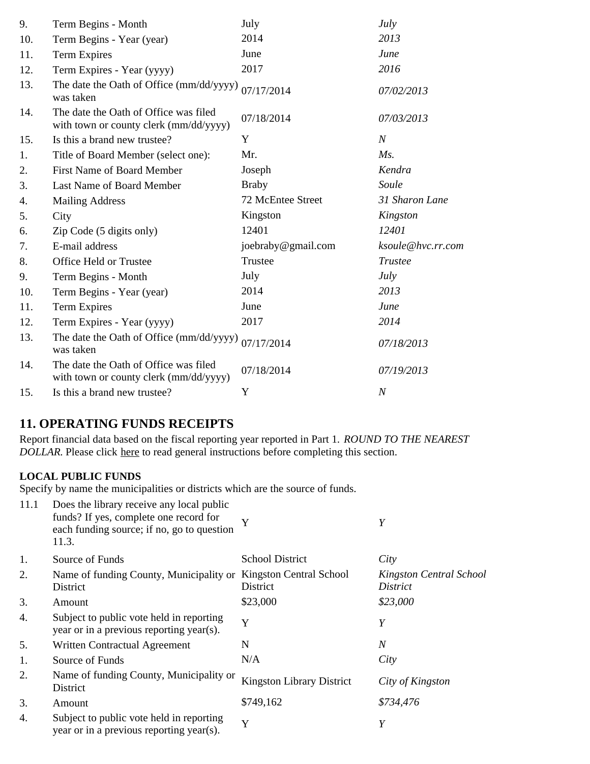| | | | |
|---|---|---|---|
| 9. | Term Begins - Month | July | *July* |
| 10. | Term Begins - Year (year) | 2014 | *2013* |
| 11. | Term Expires | June | *June* |
| 12. | Term Expires - Year (yyyy) | 2017 | *2016* |
| 13. | The date the Oath of Office (mm/dd/yyyy) was taken | 07/17/2014 | *07/02/2013* |
| 14. | The date the Oath of Office was filed with town or county clerk (mm/dd/yyyy) | 07/18/2014 | *07/03/2013* |
| 15. | Is this a brand new trustee? | Y | *N* |
| 1. | Title of Board Member (select one): | Mr. | *Ms.* |
| 2. | First Name of Board Member | Joseph | *Kendra* |
| 3. | Last Name of Board Member | Braby | *Soule* |
| 4. | Mailing Address | 72 McEntee Street | *31 Sharon Lane* |
| 5. | City | Kingston | *Kingston* |
| 6. | Zip Code (5 digits only) | 12401 | *12401* |
| 7. | E-mail address | joebraby@gmail.com | *ksoule@hvc.rr.com* |
| 8. | Office Held or Trustee | Trustee | *Trustee* |
| 9. | Term Begins - Month | July | *July* |
| 10. | Term Begins - Year (year) | 2014 | *2013* |
| 11. | Term Expires | June | *June* |
| 12. | Term Expires - Year (yyyy) | 2017 | *2014* |
| 13. | The date the Oath of Office (mm/dd/yyyy) was taken | 07/17/2014 | *07/18/2013* |
| 14. | The date the Oath of Office was filed with town or county clerk (mm/dd/yyyy) | 07/18/2014 | *07/19/2013* |
| 15. | Is this a brand new trustee? | Y | *N* |

## 11. OPERATING FUNDS RECEIPTS

Report financial data based on the fiscal reporting year reported in Part 1. *ROUND TO THE NEAREST DOLLAR.* Please click here to read general instructions before completing this section.

**LOCAL PUBLIC FUNDS**

Specify by name the municipalities or districts which are the source of funds.

| | | | |
|---|---|---|---|
| 11.1 | Does the library receive any local public funds? If yes, complete one record for each funding source; if no, go to question 11.3. | Y | *Y* |
| 1. | Source of Funds | School District | *City* |
| 2. | Name of funding County, Municipality or District | Kingston Central School District | *Kingston Central School District* |
| 3. | Amount | $23,000 | *$23,000* |
| 4. | Subject to public vote held in reporting year or in a previous reporting year(s). | Y | *Y* |
| 5. | Written Contractual Agreement | N | *N* |
| 1. | Source of Funds | N/A | *City* |
| 2. | Name of funding County, Municipality or District | Kingston Library District | *City of Kingston* |
| 3. | Amount | $749,162 | *$734,476* |
| 4. | Subject to public vote held in reporting year or in a previous reporting year(s). | Y | *Y* |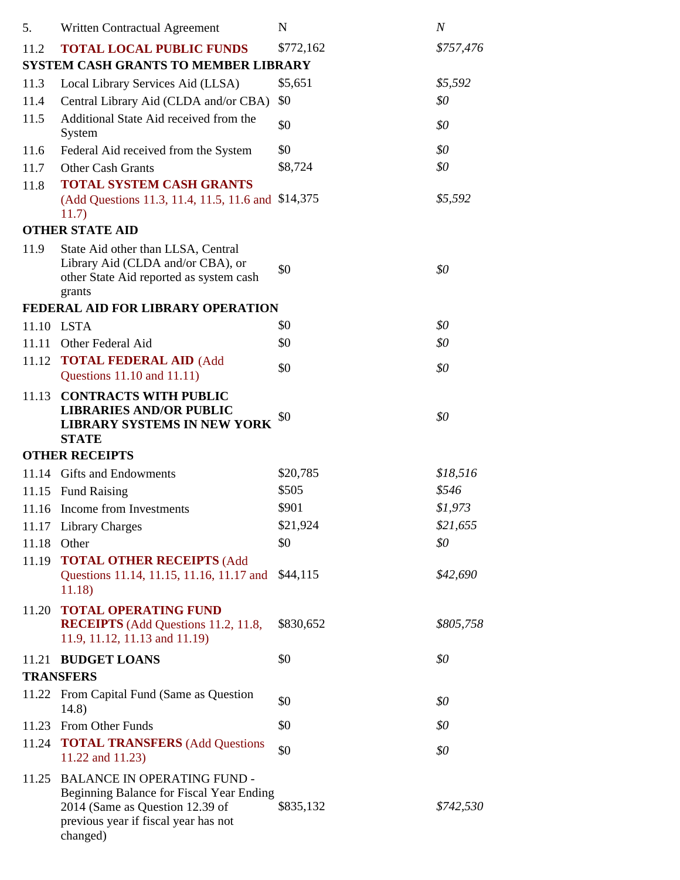| | | | |
|---|---|---|---|
| 5. | Written Contractual Agreement | N | *N* |
| 11.2 | **TOTAL LOCAL PUBLIC FUNDS** | $772,162 | *$757,476* |
| **SYSTEM CASH GRANTS TO MEMBER LIBRARY** | | | |
| 11.3 | Local Library Services Aid (LLSA) | $5,651 | *$5,592* |
| 11.4 | Central Library Aid (CLDA and/or CBA) | $0 | *$0* |
| 11.5 | Additional State Aid received from the System | $0 | *$0* |
| 11.6 | Federal Aid received from the System | $0 | *$0* |
| 11.7 | Other Cash Grants | $8,724 | *$0* |
| 11.8 | **TOTAL SYSTEM CASH GRANTS** (Add Questions 11.3, 11.4, 11.5, 11.6 and 11.7) | $14,375 | *$5,592* |
| **OTHER STATE AID** | | | |
| 11.9 | State Aid other than LLSA, Central Library Aid (CLDA and/or CBA), or other State Aid reported as system cash grants | $0 | *$0* |
| **FEDERAL AID FOR LIBRARY OPERATION** | | | |
| 11.10 | LSTA | $0 | *$0* |
| 11.11 | Other Federal Aid | $0 | *$0* |
| 11.12 | **TOTAL FEDERAL AID** (Add Questions 11.10 and 11.11) | $0 | *$0* |
| 11.13 | **CONTRACTS WITH PUBLIC LIBRARIES AND/OR PUBLIC LIBRARY SYSTEMS IN NEW YORK STATE** | $0 | *$0* |
| **OTHER RECEIPTS** | | | |
| 11.14 | Gifts and Endowments | $20,785 | *$18,516* |
| 11.15 | Fund Raising | $505 | *$546* |
| 11.16 | Income from Investments | $901 | *$1,973* |
| 11.17 | Library Charges | $21,924 | *$21,655* |
| 11.18 | Other | $0 | *$0* |
| 11.19 | **TOTAL OTHER RECEIPTS** (Add Questions 11.14, 11.15, 11.16, 11.17 and 11.18) | $44,115 | *$42,690* |
| 11.20 | **TOTAL OPERATING FUND RECEIPTS** (Add Questions 11.2, 11.8, 11.9, 11.12, 11.13 and 11.19) | $830,652 | *$805,758* |
| 11.21 | **BUDGET LOANS** | $0 | *$0* |
| **TRANSFERS** | | | |
| 11.22 | From Capital Fund (Same as Question 14.8) | $0 | *$0* |
| 11.23 | From Other Funds | $0 | *$0* |
| 11.24 | **TOTAL TRANSFERS** (Add Questions 11.22 and 11.23) | $0 | *$0* |
| 11.25 | BALANCE IN OPERATING FUND - Beginning Balance for Fiscal Year Ending 2014 (Same as Question 12.39 of previous year if fiscal year has not changed) | $835,132 | *$742,530* |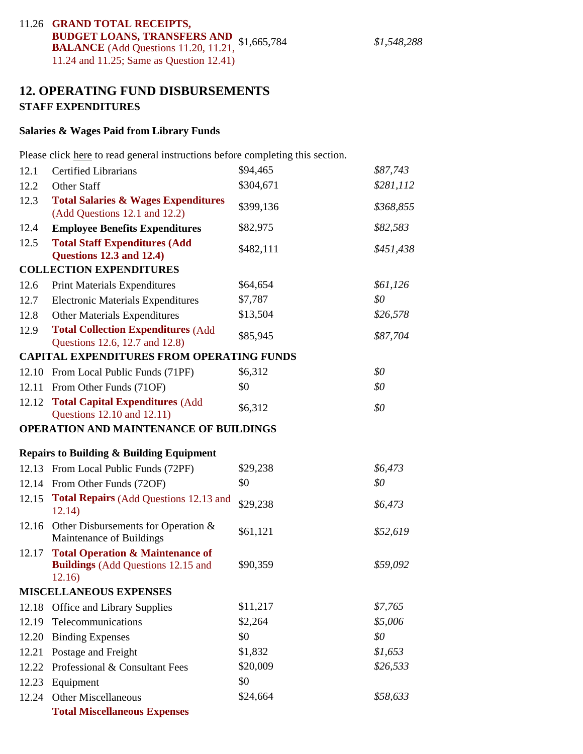| | | | |
|---|---|---|---|
| 11.26 | **GRAND TOTAL RECEIPTS, BUDGET LOANS, TRANSFERS AND BALANCE** (Add Questions 11.20, 11.21, 11.24 and 11.25; Same as Question 12.41) | $1,665,784 | *$1,548,288* |

## 12. OPERATING FUND DISBURSEMENTS

### STAFF EXPENDITURES

**Salaries & Wages Paid from Library Funds**

Please click here to read general instructions before completing this section.

| | | | |
|---|---|---|---|
| 12.1 | Certified Librarians | $94,465 | *$87,743* |
| 12.2 | Other Staff | $304,671 | *$281,112* |
| 12.3 | **Total Salaries & Wages Expenditures** (Add Questions 12.1 and 12.2) | $399,136 | *$368,855* |
| 12.4 | **Employee Benefits Expenditures** | $82,975 | *$82,583* |
| 12.5 | **Total Staff Expenditures (Add Questions 12.3 and 12.4)** | $482,111 | *$451,438* |
| **COLLECTION EXPENDITURES** | | | |
| 12.6 | Print Materials Expenditures | $64,654 | *$61,126* |
| 12.7 | Electronic Materials Expenditures | $7,787 | *$0* |
| 12.8 | Other Materials Expenditures | $13,504 | *$26,578* |
| 12.9 | **Total Collection Expenditures** (Add Questions 12.6, 12.7 and 12.8) | $85,945 | *$87,704* |
| **CAPITAL EXPENDITURES FROM OPERATING FUNDS** | | | |
| 12.10 | From Local Public Funds (71PF) | $6,312 | *$0* |
| 12.11 | From Other Funds (71OF) | $0 | *$0* |
| 12.12 | **Total Capital Expenditures** (Add Questions 12.10 and 12.11) | $6,312 | *$0* |
| **OPERATION AND MAINTENANCE OF BUILDINGS** | | | |
| **Repairs to Building & Building Equipment** | | | |
| 12.13 | From Local Public Funds (72PF) | $29,238 | *$6,473* |
| 12.14 | From Other Funds (72OF) | $0 | *$0* |
| 12.15 | **Total Repairs** (Add Questions 12.13 and 12.14) | $29,238 | *$6,473* |
| 12.16 | Other Disbursements for Operation & Maintenance of Buildings | $61,121 | *$52,619* |
| 12.17 | **Total Operation & Maintenance of Buildings** (Add Questions 12.15 and 12.16) | $90,359 | *$59,092* |
| **MISCELLANEOUS EXPENSES** | | | |
| 12.18 | Office and Library Supplies | $11,217 | *$7,765* |
| 12.19 | Telecommunications | $2,264 | *$5,006* |
| 12.20 | Binding Expenses | $0 | *$0* |
| 12.21 | Postage and Freight | $1,832 | *$1,653* |
| 12.22 | Professional & Consultant Fees | $20,009 | *$26,533* |
| 12.23 | Equipment | $0 | |
| 12.24 | Other Miscellaneous | $24,664 | *$58,633* |
| | **Total Miscellaneous Expenses** | | |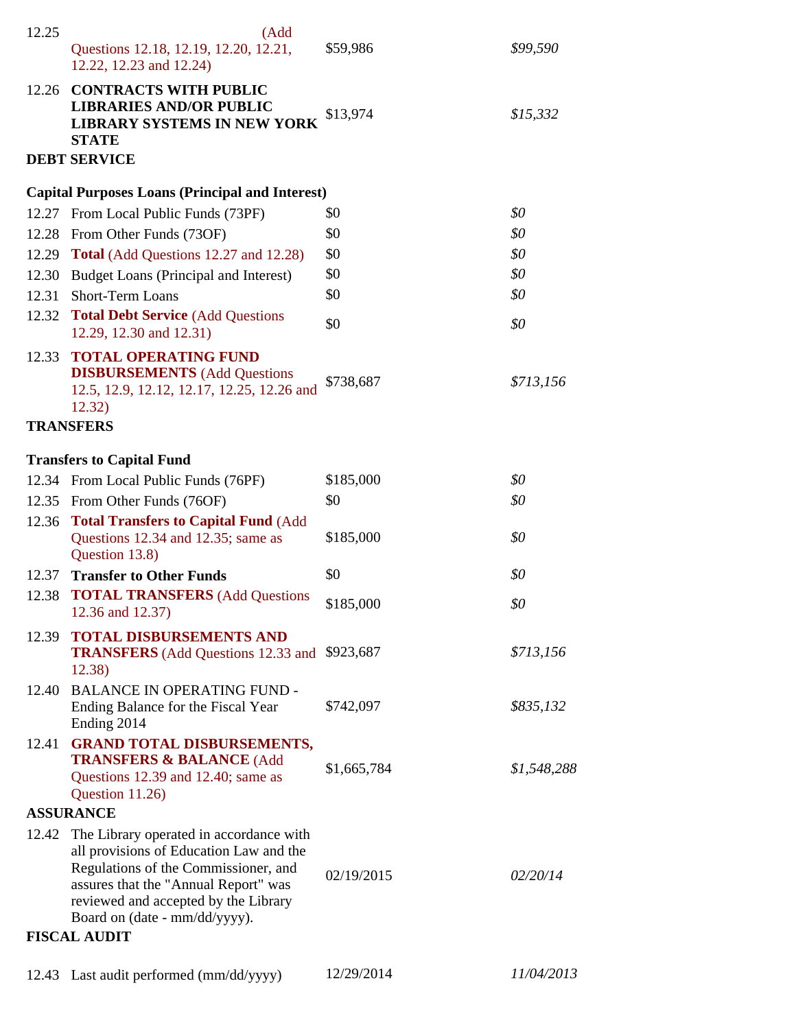| | | | |
|---|---|---|---|
| 12.25 | (Add Questions 12.18, 12.19, 12.20, 12.21, 12.22, 12.23 and 12.24) | $59,986 | *$99,590* |
| 12.26 | **CONTRACTS WITH PUBLIC LIBRARIES AND/OR PUBLIC LIBRARY SYSTEMS IN NEW YORK STATE** | $13,974 | *$15,332* |
| **DEBT SERVICE** | | | |
| **Capital Purposes Loans (Principal and Interest)** | | | |
| 12.27 | From Local Public Funds (73PF) | $0 | *$0* |
| 12.28 | From Other Funds (73OF) | $0 | *$0* |
| 12.29 | **Total** (Add Questions 12.27 and 12.28) | $0 | *$0* |
| 12.30 | Budget Loans (Principal and Interest) | $0 | *$0* |
| 12.31 | Short-Term Loans | $0 | *$0* |
| 12.32 | **Total Debt Service** (Add Questions 12.29, 12.30 and 12.31) | $0 | *$0* |
| 12.33 | **TOTAL OPERATING FUND DISBURSEMENTS** (Add Questions 12.5, 12.9, 12.12, 12.17, 12.25, 12.26 and 12.32) | $738,687 | *$713,156* |
| **TRANSFERS** | | | |
| **Transfers to Capital Fund** | | | |
| 12.34 | From Local Public Funds (76PF) | $185,000 | *$0* |
| 12.35 | From Other Funds (76OF) | $0 | *$0* |
| 12.36 | **Total Transfers to Capital Fund** (Add Questions 12.34 and 12.35; same as Question 13.8) | $185,000 | *$0* |
| 12.37 | **Transfer to Other Funds** | $0 | *$0* |
| 12.38 | **TOTAL TRANSFERS** (Add Questions 12.36 and 12.37) | $185,000 | *$0* |
| 12.39 | **TOTAL DISBURSEMENTS AND TRANSFERS** (Add Questions 12.33 and 12.38) | $923,687 | *$713,156* |
| 12.40 | BALANCE IN OPERATING FUND - Ending Balance for the Fiscal Year Ending 2014 | $742,097 | *$835,132* |
| 12.41 | **GRAND TOTAL DISBURSEMENTS, TRANSFERS & BALANCE** (Add Questions 12.39 and 12.40; same as Question 11.26) | $1,665,784 | *$1,548,288* |
| **ASSURANCE** | | | |
| 12.42 | The Library operated in accordance with all provisions of Education Law and the Regulations of the Commissioner, and assures that the "Annual Report" was reviewed and accepted by the Library Board on (date - mm/dd/yyyy). | 02/19/2015 | *02/20/14* |
| **FISCAL AUDIT** | | | |
| 12.43 | Last audit performed (mm/dd/yyyy) | 12/29/2014 | *11/04/2013* |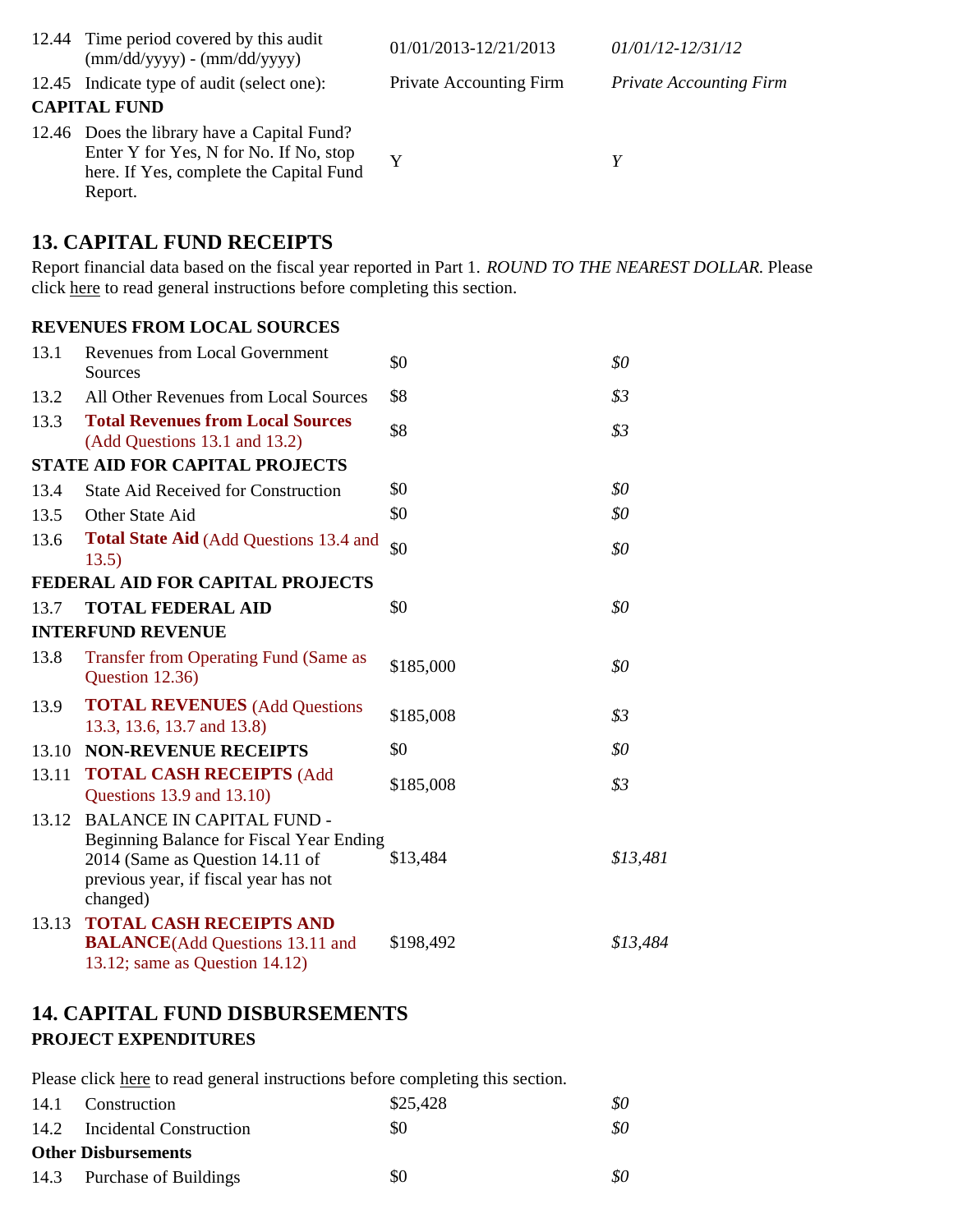| | | | |
|---|---|---|---|
| 12.44 | Time period covered by this audit (mm/dd/yyyy) - (mm/dd/yyyy) | 01/01/2013-12/21/2013 | *01/01/12-12/31/12* |
| 12.45 | Indicate type of audit (select one): | Private Accounting Firm | *Private Accounting Firm* |

**CAPITAL FUND**

| | | | |
|---|---|---|---|
| 12.46 | Does the library have a Capital Fund? Enter Y for Yes, N for No. If No, stop here. If Yes, complete the Capital Fund Report. | Y | *Y* |

## 13. CAPITAL FUND RECEIPTS

Report financial data based on the fiscal year reported in Part 1. *ROUND TO THE NEAREST DOLLAR.* Please click here to read general instructions before completing this section.

| | | | |
|---|---|---|---|
| **REVENUES FROM LOCAL SOURCES** | | | |
| 13.1 | Revenues from Local Government Sources | $0 | *$0* |
| 13.2 | All Other Revenues from Local Sources | $8 | *$3* |
| 13.3 | **Total Revenues from Local Sources** (Add Questions 13.1 and 13.2) | $8 | *$3* |
| **STATE AID FOR CAPITAL PROJECTS** | | | |
| 13.4 | State Aid Received for Construction | $0 | *$0* |
| 13.5 | Other State Aid | $0 | *$0* |
| 13.6 | **Total State Aid** (Add Questions 13.4 and 13.5) | $0 | *$0* |
| **FEDERAL AID FOR CAPITAL PROJECTS** | | | |
| 13.7 | **TOTAL FEDERAL AID** | $0 | *$0* |
| **INTERFUND REVENUE** | | | |
| 13.8 | Transfer from Operating Fund (Same as Question 12.36) | $185,000 | *$0* |
| 13.9 | **TOTAL REVENUES** (Add Questions 13.3, 13.6, 13.7 and 13.8) | $185,008 | *$3* |
| 13.10 | **NON-REVENUE RECEIPTS** | $0 | *$0* |
| 13.11 | **TOTAL CASH RECEIPTS** (Add Questions 13.9 and 13.10) | $185,008 | *$3* |
| 13.12 | BALANCE IN CAPITAL FUND - Beginning Balance for Fiscal Year Ending 2014 (Same as Question 14.11 of previous year, if fiscal year has not changed) | $13,484 | *$13,481* |
| 13.13 | **TOTAL CASH RECEIPTS AND BALANCE**(Add Questions 13.11 and 13.12; same as Question 14.12) | $198,492 | *$13,484* |

## 14. CAPITAL FUND DISBURSEMENTS

**PROJECT EXPENDITURES**

Please click here to read general instructions before completing this section.

| | | | |
|---|---|---|---|
| 14.1 | Construction | $25,428 | *$0* |
| 14.2 | Incidental Construction | $0 | *$0* |
| **Other Disbursements** | | | |
| 14.3 | Purchase of Buildings | $0 | *$0* |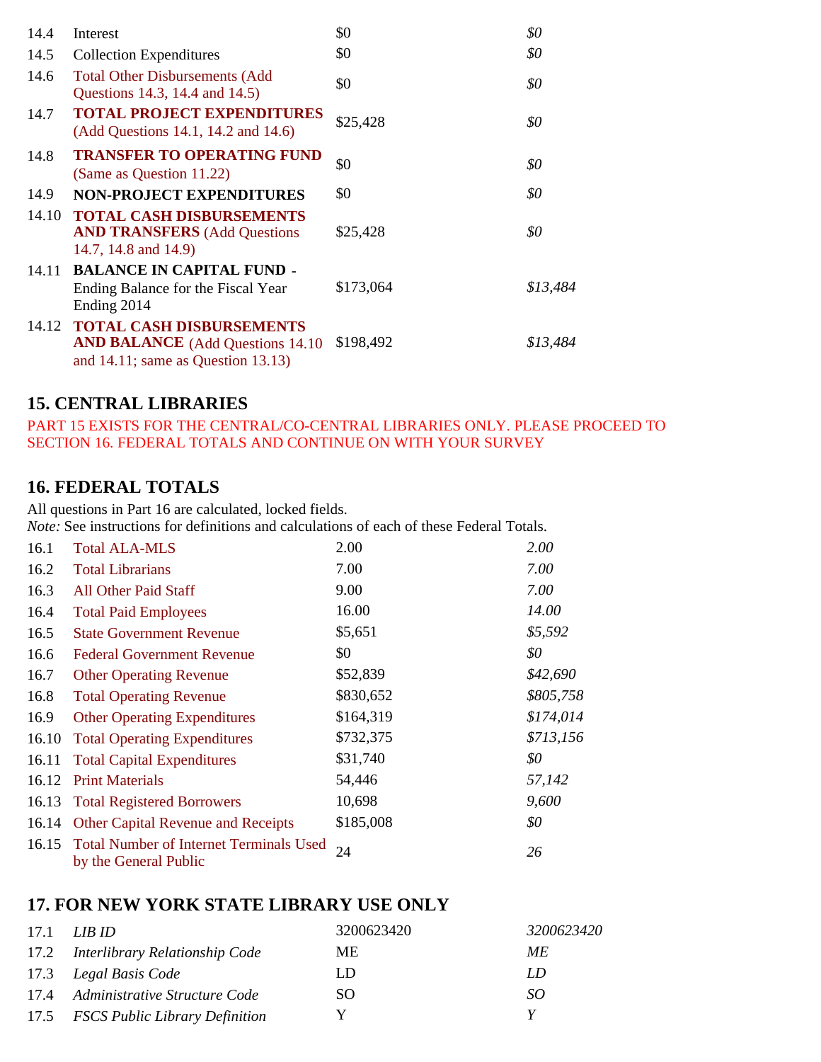| | | | |
|---|---|---|---|
| 14.4 | Interest | $0 | *$0* |
| 14.5 | Collection Expenditures | $0 | *$0* |
| 14.6 | Total Other Disbursements (Add Questions 14.3, 14.4 and 14.5) | $0 | *$0* |
| 14.7 | **TOTAL PROJECT EXPENDITURES** (Add Questions 14.1, 14.2 and 14.6) | $25,428 | *$0* |
| 14.8 | **TRANSFER TO OPERATING FUND** (Same as Question 11.22) | $0 | *$0* |
| 14.9 | **NON-PROJECT EXPENDITURES** | $0 | *$0* |
| 14.10 | **TOTAL CASH DISBURSEMENTS AND TRANSFERS** (Add Questions 14.7, 14.8 and 14.9) | $25,428 | *$0* |
| 14.11 | **BALANCE IN CAPITAL FUND** - Ending Balance for the Fiscal Year Ending 2014 | $173,064 | *$13,484* |
| 14.12 | **TOTAL CASH DISBURSEMENTS AND BALANCE** (Add Questions 14.10 and 14.11; same as Question 13.13) | $198,492 | *$13,484* |

## 15. CENTRAL LIBRARIES

PART 15 EXISTS FOR THE CENTRAL/CO-CENTRAL LIBRARIES ONLY. PLEASE PROCEED TO SECTION 16. FEDERAL TOTALS AND CONTINUE ON WITH YOUR SURVEY

## 16. FEDERAL TOTALS

All questions in Part 16 are calculated, locked fields.
*Note:* See instructions for definitions and calculations of each of these Federal Totals.

| | | | |
|---|---|---|---|
| 16.1 | Total ALA-MLS | 2.00 | *2.00* |
| 16.2 | Total Librarians | 7.00 | *7.00* |
| 16.3 | All Other Paid Staff | 9.00 | *7.00* |
| 16.4 | Total Paid Employees | 16.00 | *14.00* |
| 16.5 | State Government Revenue | $5,651 | *$5,592* |
| 16.6 | Federal Government Revenue | $0 | *$0* |
| 16.7 | Other Operating Revenue | $52,839 | *$42,690* |
| 16.8 | Total Operating Revenue | $830,652 | *$805,758* |
| 16.9 | Other Operating Expenditures | $164,319 | *$174,014* |
| 16.10 | Total Operating Expenditures | $732,375 | *$713,156* |
| 16.11 | Total Capital Expenditures | $31,740 | *$0* |
| 16.12 | Print Materials | 54,446 | *57,142* |
| 16.13 | Total Registered Borrowers | 10,698 | *9,600* |
| 16.14 | Other Capital Revenue and Receipts | $185,008 | *$0* |
| 16.15 | Total Number of Internet Terminals Used by the General Public | 24 | *26* |

## 17. FOR NEW YORK STATE LIBRARY USE ONLY

| | | | |
|---|---|---|---|
| 17.1 | *LIB ID* | 3200623420 | *3200623420* |
| 17.2 | *Interlibrary Relationship Code* | ME | *ME* |
| 17.3 | *Legal Basis Code* | LD | *LD* |
| 17.4 | *Administrative Structure Code* | SO | *SO* |
| 17.5 | *FSCS Public Library Definition* | Y | *Y* |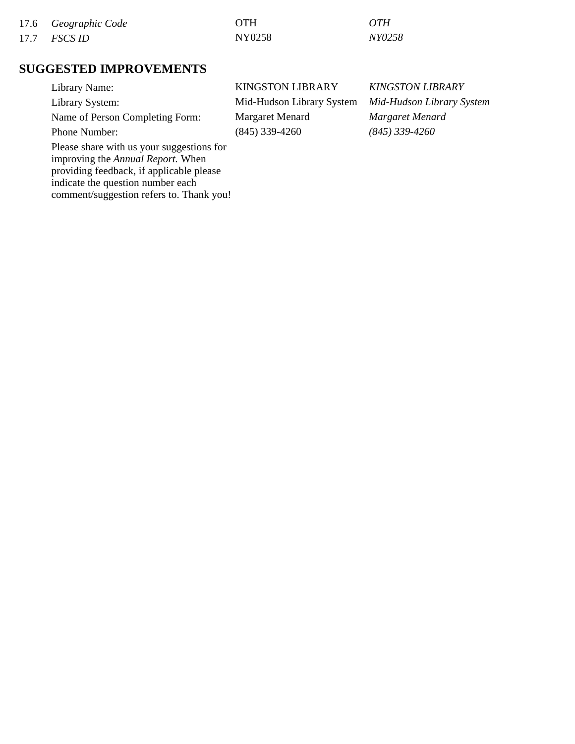| | | | |
|---|---|---|---|
| 17.6 | *Geographic Code* | OTH | *OTH* |
| 17.7 | *FSCS ID* | NY0258 | *NY0258* |

## SUGGESTED IMPROVEMENTS

| | | |
|---|---|---|
| Library Name: | KINGSTON LIBRARY | *KINGSTON LIBRARY* |
| Library System: | Mid-Hudson Library System | *Mid-Hudson Library System* |
| Name of Person Completing Form: | Margaret Menard | *Margaret Menard* |
| Phone Number: | (845) 339-4260 | *(845) 339-4260* |
| Please share with us your suggestions for improving the *Annual Report.* When providing feedback, if applicable please indicate the question number each comment/suggestion refers to. Thank you! | | |